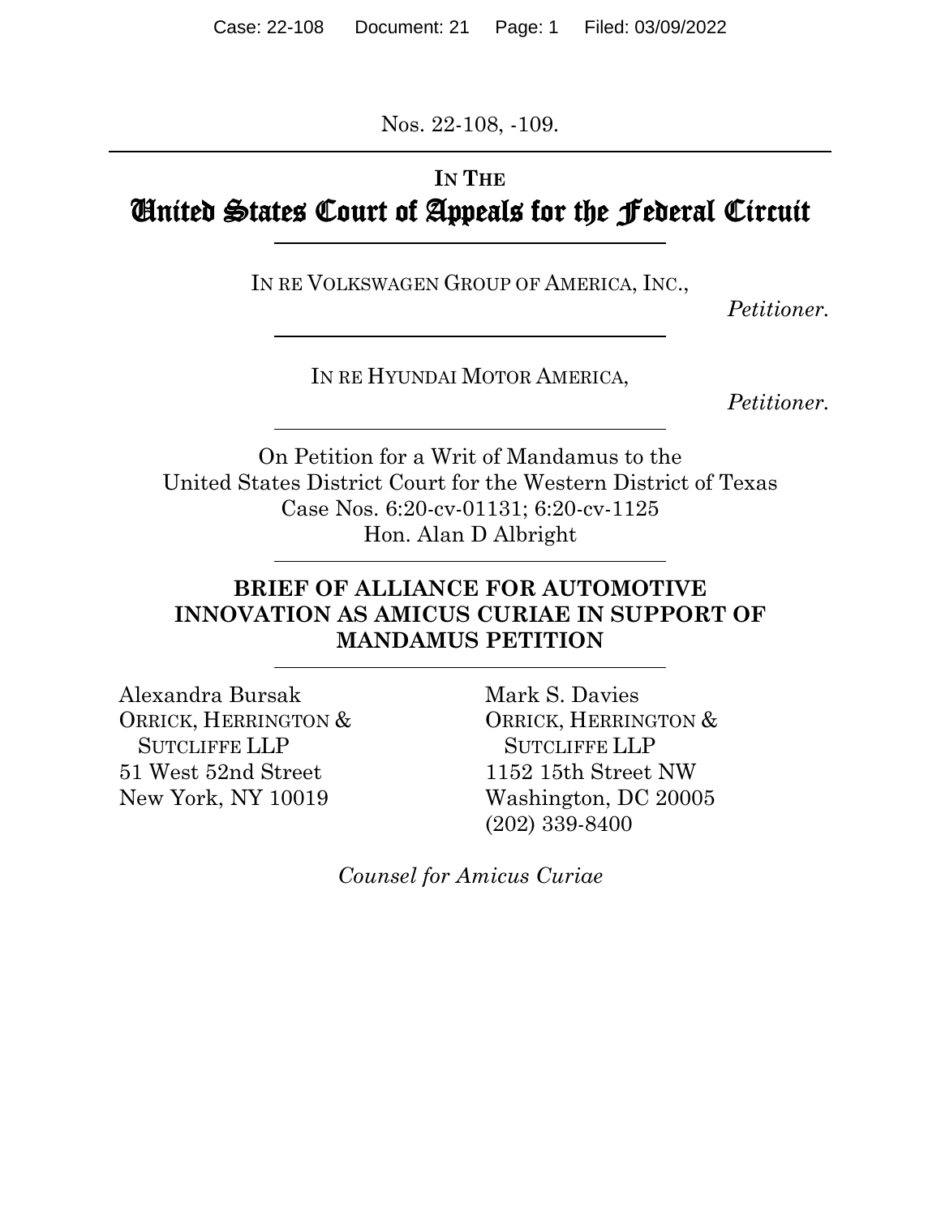Nos. 22-108, -109.

**IN THE**

# United States Court of Appeals for the Federal Circuit

IN RE VOLKSWAGEN GROUP OF AMERICA, INC.,

*Petitioner.*

IN RE HYUNDAI MOTOR AMERICA,

*Petitioner.*

On Petition for a Writ of Mandamus to the
United States District Court for the Western District of Texas
Case Nos. 6:20-cv-01131; 6:20-cv-1125
Hon. Alan D Albright

**BRIEF OF ALLIANCE FOR AUTOMOTIVE INNOVATION AS AMICUS CURIAE IN SUPPORT OF MANDAMUS PETITION**

Alexandra Bursak
ORRICK, HERRINGTON & SUTCLIFFE LLP
51 West 52nd Street
New York, NY 10019

Mark S. Davies
ORRICK, HERRINGTON & SUTCLIFFE LLP
1152 15th Street NW
Washington, DC 20005
(202) 339-8400

*Counsel for Amicus Curiae*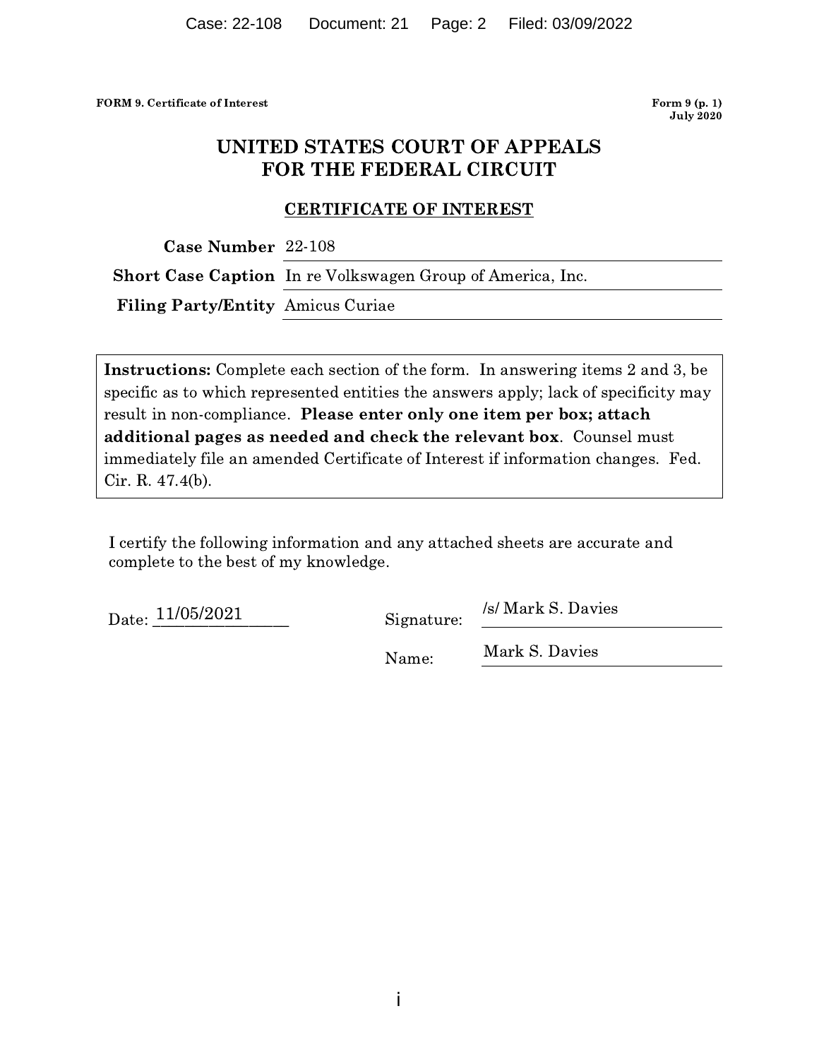**FORM 9. Certificate of Interest** | **Form 9 (p. 1) July 2020**

# UNITED STATES COURT OF APPEALS FOR THE FEDERAL CIRCUIT

## CERTIFICATE OF INTEREST

| | |
|---|---|
| **Case Number** | 22-108 |
| **Short Case Caption** | In re Volkswagen Group of America, Inc. |
| **Filing Party/Entity** | Amicus Curiae |

**Instructions:** Complete each section of the form. In answering items 2 and 3, be specific as to which represented entities the answers apply; lack of specificity may result in non-compliance. **Please enter only one item per box; attach additional pages as needed and check the relevant box**. Counsel must immediately file an amended Certificate of Interest if information changes. Fed. Cir. R. 47.4(b).

I certify the following information and any attached sheets are accurate and complete to the best of my knowledge.

Date: 11/05/2021

Signature: /s/ Mark S. Davies

Name: Mark S. Davies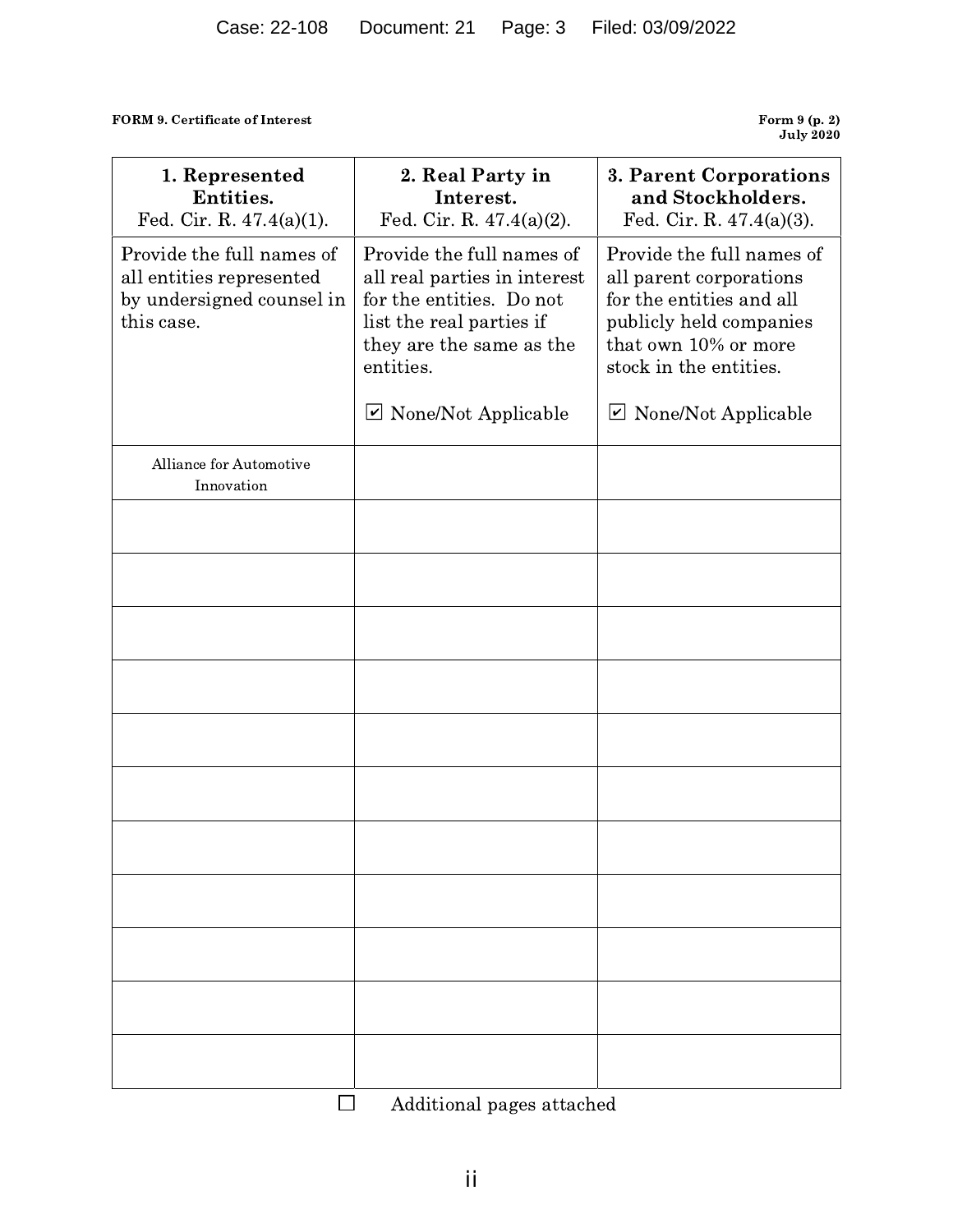**FORM 9. Certificate of Interest** **Form 9 (p. 2)**
**July 2020**

| **1. Represented Entities.** Fed. Cir. R. 47.4(a)(1). | **2. Real Party in Interest.** Fed. Cir. R. 47.4(a)(2). | **3. Parent Corporations and Stockholders.** Fed. Cir. R. 47.4(a)(3). |
|---|---|---|
| Provide the full names of all entities represented by undersigned counsel in this case. | Provide the full names of all real parties in interest for the entities. Do not list the real parties if they are the same as the entities. ☑ None/Not Applicable | Provide the full names of all parent corporations for the entities and all publicly held companies that own 10% or more stock in the entities. ☑ None/Not Applicable |
| Alliance for Automotive Innovation | | |
| | | |
| | | |
| | | |
| | | |
| | | |
| | | |
| | | |
| | | |
| | | |
| | | |
| | | |

☐ Additional pages attached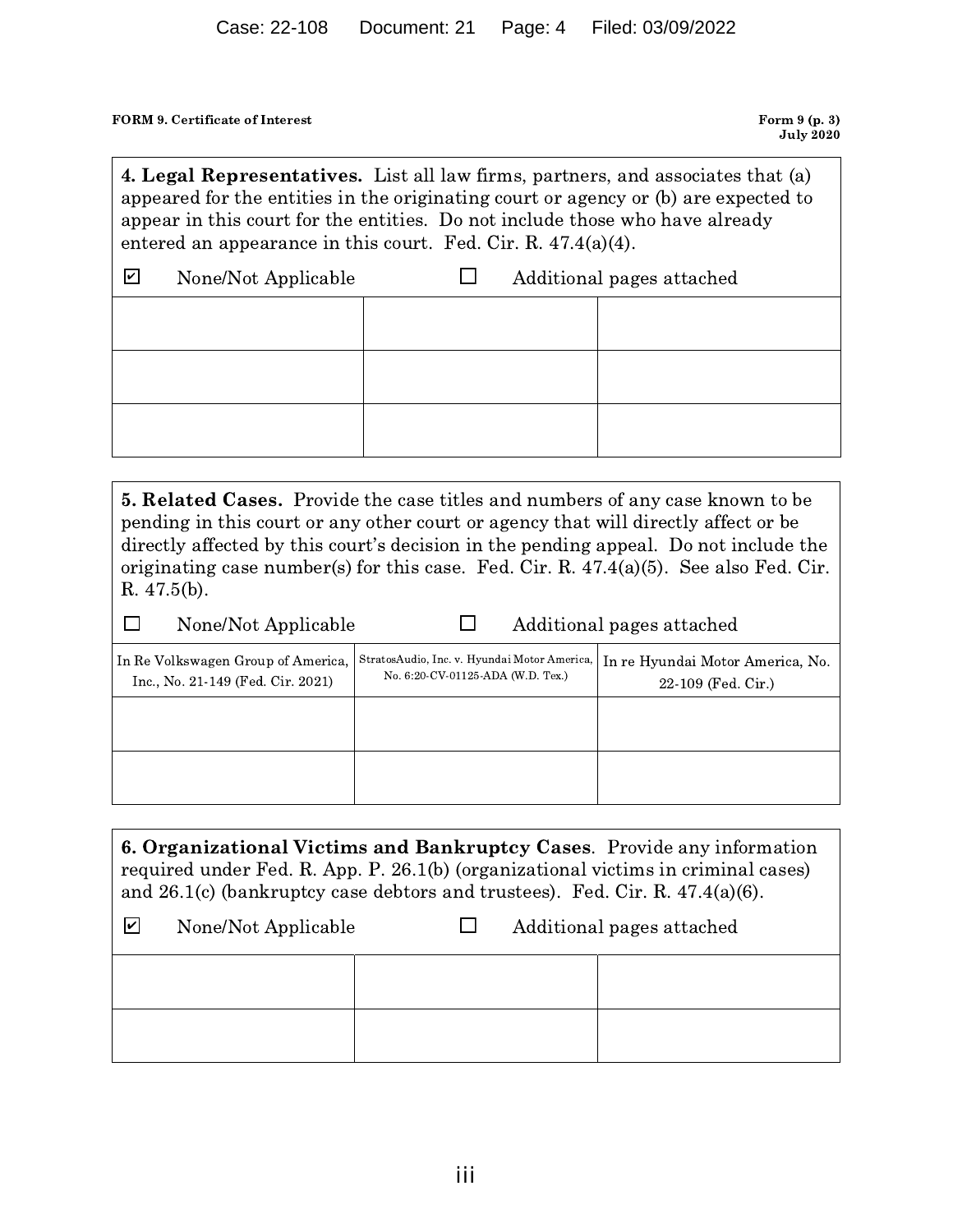**FORM 9. Certificate of Interest** **Form 9 (p. 3)**
**July 2020**

**4. Legal Representatives.** List all law firms, partners, and associates that (a) appeared for the entities in the originating court or agency or (b) are expected to appear in this court for the entities. Do not include those who have already entered an appearance in this court. Fed. Cir. R. 47.4(a)(4).

☑ None/Not Applicable ☐ Additional pages attached

| | | |
|---|---|---|
| | | |
| | | |
| | | |

**5. Related Cases.** Provide the case titles and numbers of any case known to be pending in this court or any other court or agency that will directly affect or be directly affected by this court's decision in the pending appeal. Do not include the originating case number(s) for this case. Fed. Cir. R. 47.4(a)(5). See also Fed. Cir. R. 47.5(b).

☐ None/Not Applicable ☐ Additional pages attached

| | | |
|---|---|---|
| In Re Volkswagen Group of America, Inc., No. 21-149 (Fed. Cir. 2021) | StratosAudio, Inc. v. Hyundai Motor America, No. 6:20-CV-01125-ADA (W.D. Tex.) | In re Hyundai Motor America, No. 22-109 (Fed. Cir.) |
| | | |
| | | |

**6. Organizational Victims and Bankruptcy Cases.** Provide any information required under Fed. R. App. P. 26.1(b) (organizational victims in criminal cases) and 26.1(c) (bankruptcy case debtors and trustees). Fed. Cir. R. 47.4(a)(6).

☑ None/Not Applicable ☐ Additional pages attached

| | | |
|---|---|---|
| | | |
| | | |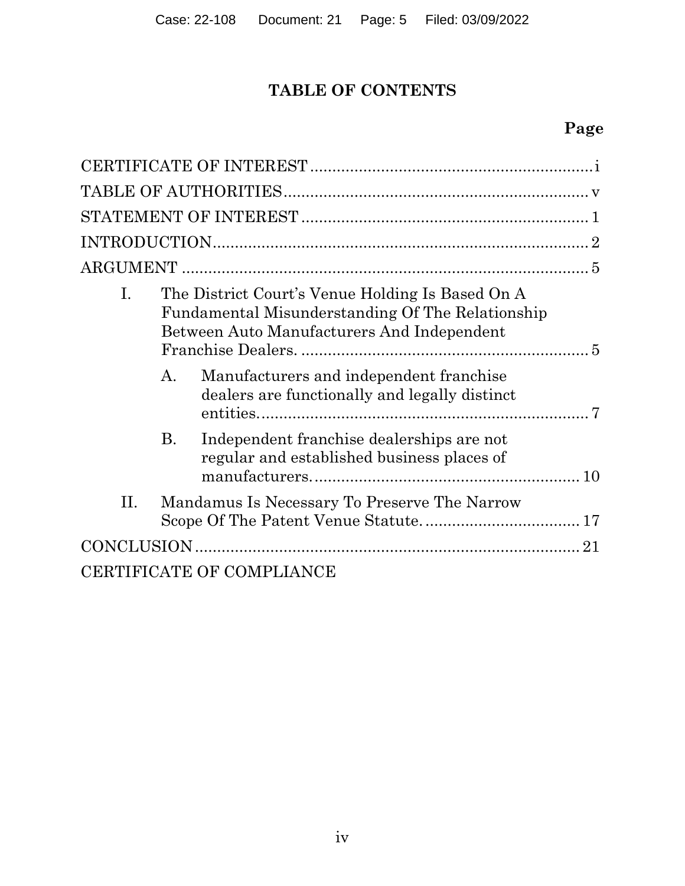## TABLE OF CONTENTS

**Page**

CERTIFICATE OF INTEREST ........................................................ i

TABLE OF AUTHORITIES ........................................................ v

STATEMENT OF INTEREST ........................................................ 1

INTRODUCTION ........................................................ 2

ARGUMENT ........................................................ 5

I. The District Court's Venue Holding Is Based On A Fundamental Misunderstanding Of The Relationship Between Auto Manufacturers And Independent Franchise Dealers. ........................................................ 5

   A. Manufacturers and independent franchise dealers are functionally and legally distinct entities. ........................................................ 7

   B. Independent franchise dealerships are not regular and established business places of manufacturers. ........................................................ 10

II. Mandamus Is Necessary To Preserve The Narrow Scope Of The Patent Venue Statute. ........................................................ 17

CONCLUSION ........................................................ 21

CERTIFICATE OF COMPLIANCE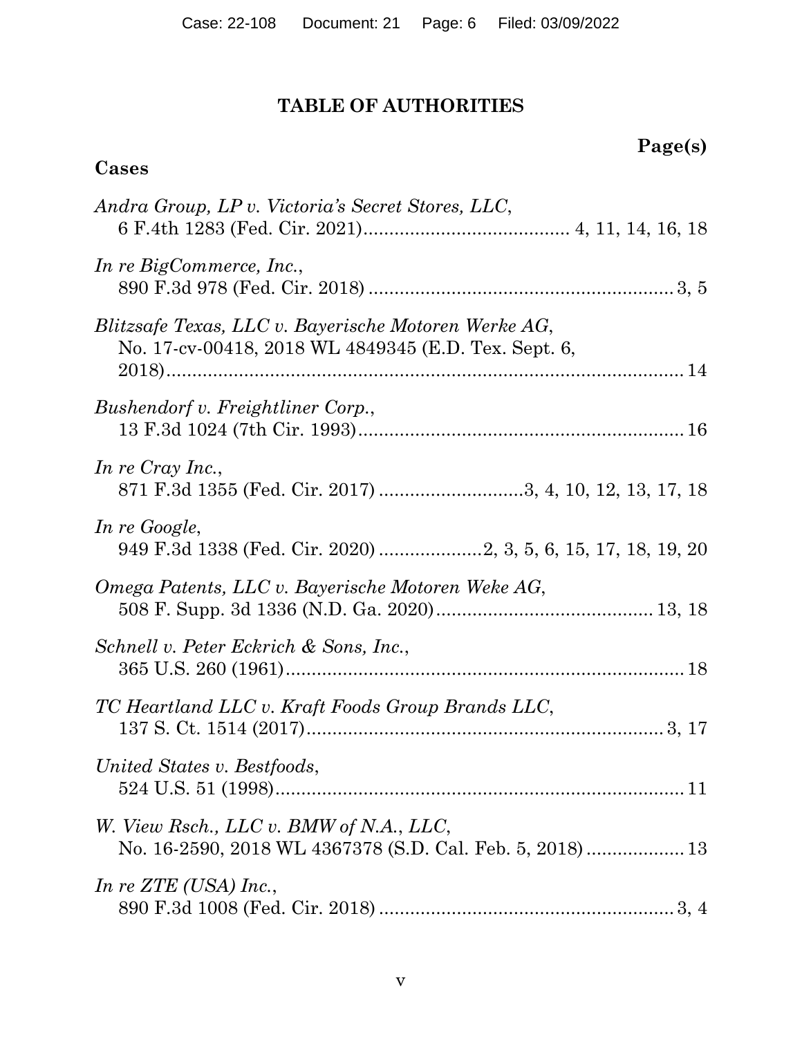# TABLE OF AUTHORITIES

**Page(s)**

## Cases

*Andra Group, LP v. Victoria's Secret Stores, LLC*, 6 F.4th 1283 (Fed. Cir. 2021) ........................................ 4, 11, 14, 16, 18

*In re BigCommerce, Inc.*, 890 F.3d 978 (Fed. Cir. 2018) ........................................................... 3, 5

*Blitzsafe Texas, LLC v. Bayerische Motoren Werke AG*, No. 17-cv-00418, 2018 WL 4849345 (E.D. Tex. Sept. 6, 2018) ........................................................................................ 14

*Bushendorf v. Freightliner Corp.*, 13 F.3d 1024 (7th Cir. 1993) ............................................................... 16

*In re Cray Inc.*, 871 F.3d 1355 (Fed. Cir. 2017) ............................3, 4, 10, 12, 13, 17, 18

*In re Google*, 949 F.3d 1338 (Fed. Cir. 2020) ....................2, 3, 5, 6, 15, 17, 18, 19, 20

*Omega Patents, LLC v. Bayerische Motoren Weke AG*, 508 F. Supp. 3d 1336 (N.D. Ga. 2020) .......................................... 13, 18

*Schnell v. Peter Eckrich & Sons, Inc.*, 365 U.S. 260 (1961) ............................................................................ 18

*TC Heartland LLC v. Kraft Foods Group Brands LLC*, 137 S. Ct. 1514 (2017) ...................................................................... 3, 17

*United States v. Bestfoods*, 524 U.S. 51 (1998) ............................................................................... 11

*W. View Rsch., LLC v. BMW of N.A., LLC*, No. 16-2590, 2018 WL 4367378 (S.D. Cal. Feb. 5, 2018) .................. 13

*In re ZTE (USA) Inc.*, 890 F.3d 1008 (Fed. Cir. 2018) ......................................................... 3, 4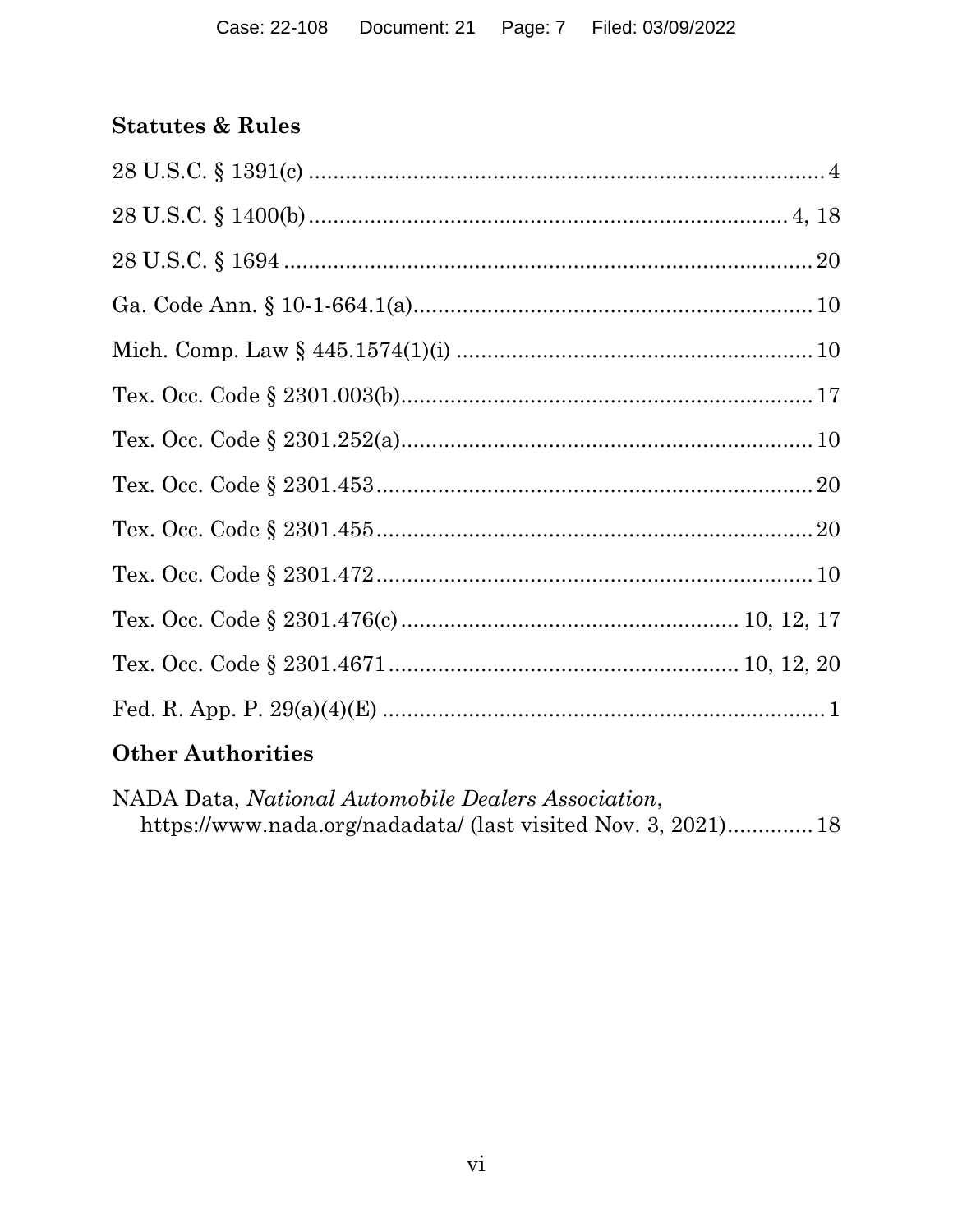## Statutes & Rules

28 U.S.C. § 1391(c) .................................................................................. 4

28 U.S.C. § 1400(b) ............................................................................ 4, 18

28 U.S.C. § 1694 .................................................................................... 20

Ga. Code Ann. § 10-1-664.1(a) ................................................................ 10

Mich. Comp. Law § 445.1574(1)(i) .......................................................... 10

Tex. Occ. Code § 2301.003(b) .................................................................. 17

Tex. Occ. Code § 2301.252(a) .................................................................. 10

Tex. Occ. Code § 2301.453 ...................................................................... 20

Tex. Occ. Code § 2301.455 ...................................................................... 20

Tex. Occ. Code § 2301.472 ...................................................................... 10

Tex. Occ. Code § 2301.476(c) ..................................................... 10, 12, 17

Tex. Occ. Code § 2301.4671 ....................................................... 10, 12, 20

Fed. R. App. P. 29(a)(4)(E) ....................................................................... 1

## Other Authorities

NADA Data, *National Automobile Dealers Association*, https://www.nada.org/nadadata/ (last visited Nov. 3, 2021) .............. 18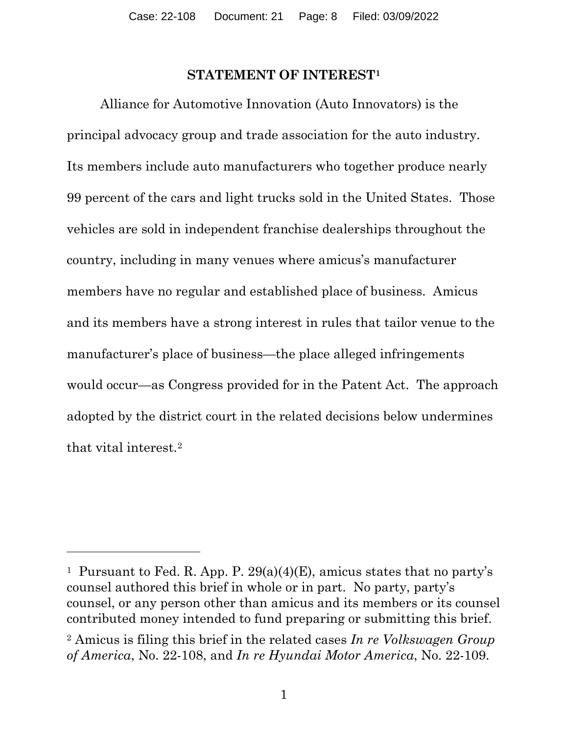## STATEMENT OF INTEREST[1]

Alliance for Automotive Innovation (Auto Innovators) is the principal advocacy group and trade association for the auto industry. Its members include auto manufacturers who together produce nearly 99 percent of the cars and light trucks sold in the United States. Those vehicles are sold in independent franchise dealerships throughout the country, including in many venues where amicus's manufacturer members have no regular and established place of business. Amicus and its members have a strong interest in rules that tailor venue to the manufacturer's place of business—the place alleged infringements would occur—as Congress provided for in the Patent Act. The approach adopted by the district court in the related decisions below undermines that vital interest.[2]

---

[1] Pursuant to Fed. R. App. P. 29(a)(4)(E), amicus states that no party's counsel authored this brief in whole or in part. No party, party's counsel, or any person other than amicus and its members or its counsel contributed money intended to fund preparing or submitting this brief.

[2] Amicus is filing this brief in the related cases *In re Volkswagen Group of America*, No. 22-108, and *In re Hyundai Motor America*, No. 22-109.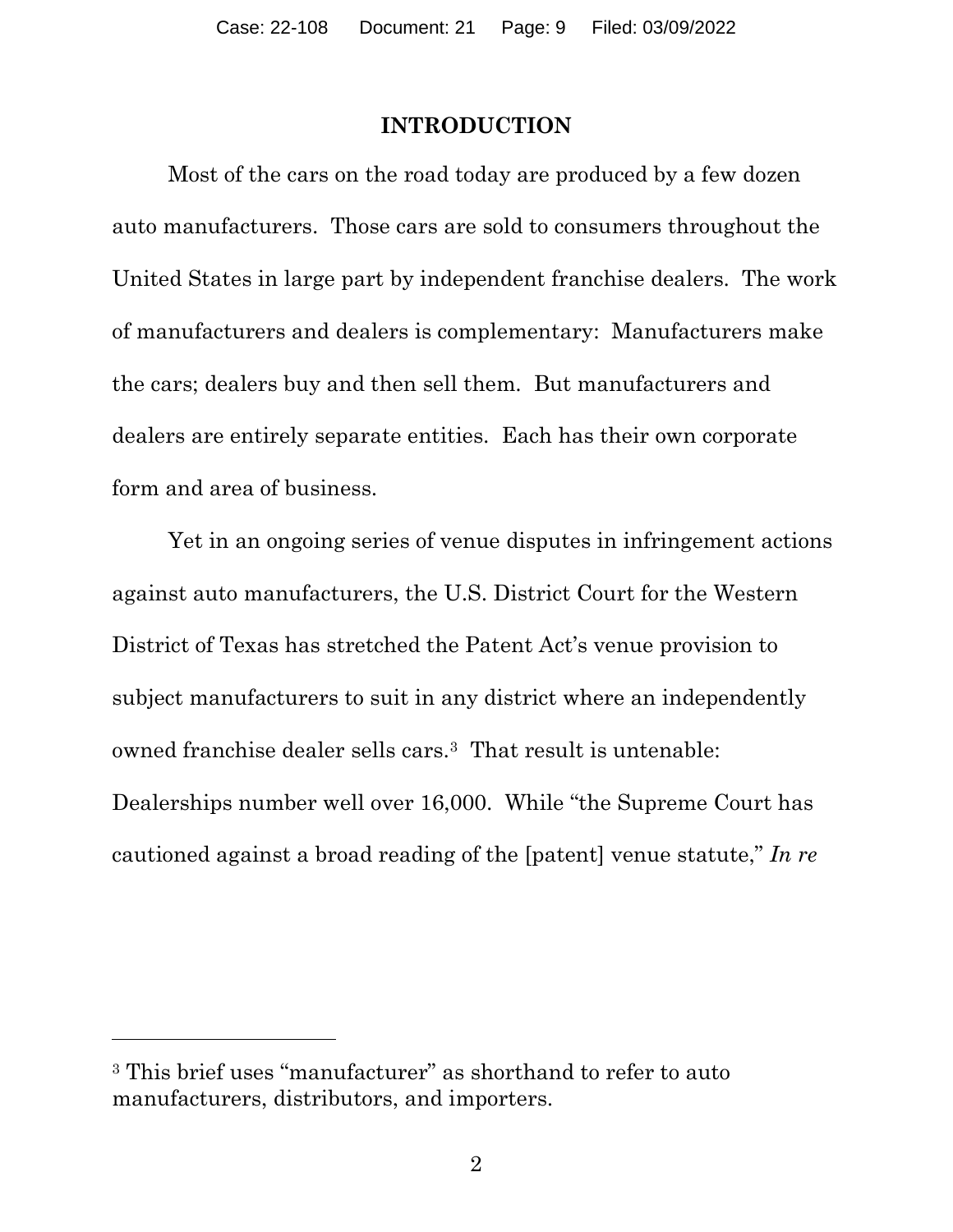## INTRODUCTION

Most of the cars on the road today are produced by a few dozen auto manufacturers. Those cars are sold to consumers throughout the United States in large part by independent franchise dealers. The work of manufacturers and dealers is complementary: Manufacturers make the cars; dealers buy and then sell them. But manufacturers and dealers are entirely separate entities. Each has their own corporate form and area of business.

Yet in an ongoing series of venue disputes in infringement actions against auto manufacturers, the U.S. District Court for the Western District of Texas has stretched the Patent Act's venue provision to subject manufacturers to suit in any district where an independently owned franchise dealer sells cars.[3] That result is untenable: Dealerships number well over 16,000. While "the Supreme Court has cautioned against a broad reading of the [patent] venue statute," *In re*

---

[3] This brief uses "manufacturer" as shorthand to refer to auto manufacturers, distributors, and importers.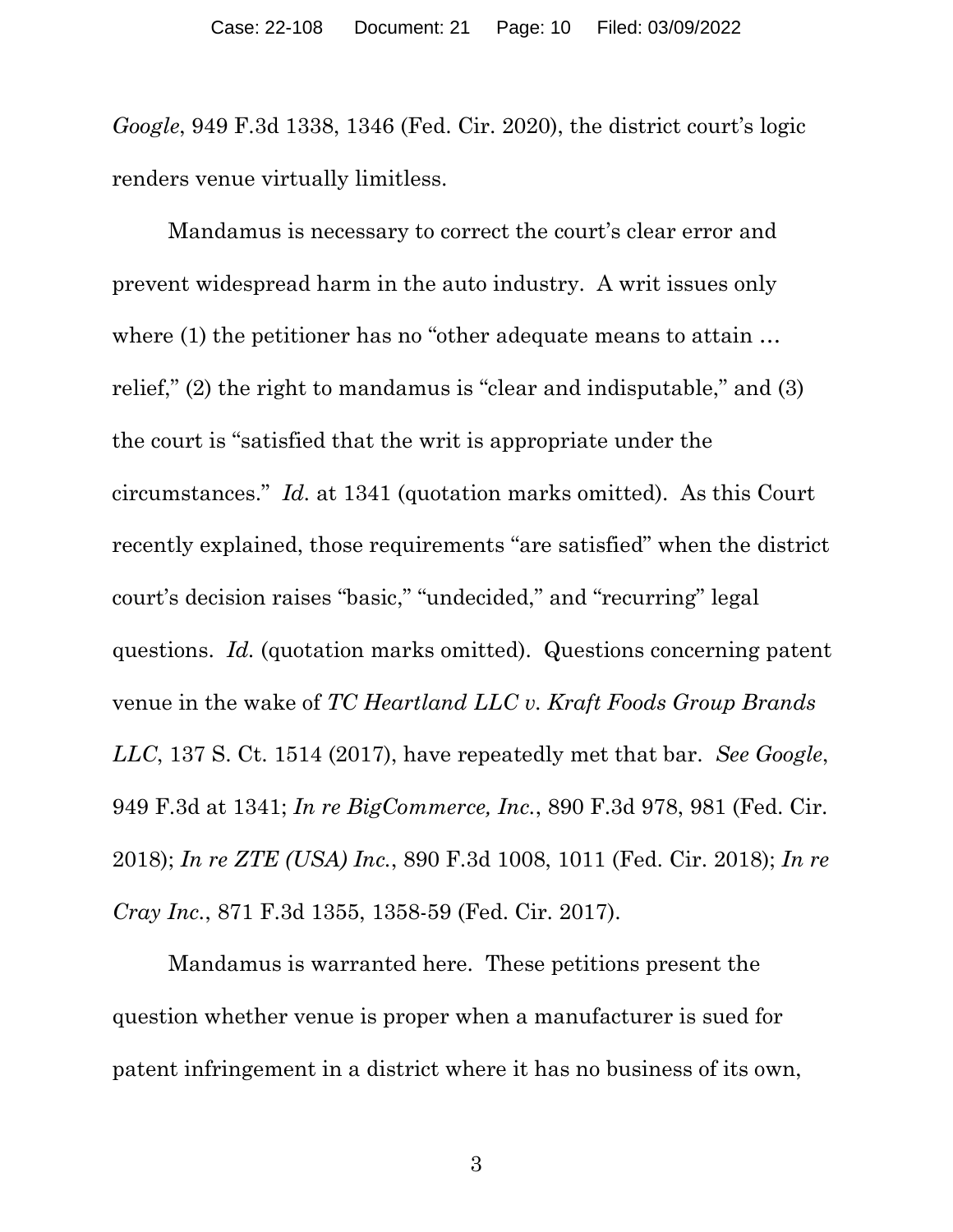*Google*, 949 F.3d 1338, 1346 (Fed. Cir. 2020), the district court's logic renders venue virtually limitless.

Mandamus is necessary to correct the court's clear error and prevent widespread harm in the auto industry. A writ issues only where (1) the petitioner has no "other adequate means to attain … relief," (2) the right to mandamus is "clear and indisputable," and (3) the court is "satisfied that the writ is appropriate under the circumstances." *Id.* at 1341 (quotation marks omitted). As this Court recently explained, those requirements "are satisfied" when the district court's decision raises "basic," "undecided," and "recurring" legal questions. *Id.* (quotation marks omitted). Questions concerning patent venue in the wake of *TC Heartland LLC v. Kraft Foods Group Brands LLC*, 137 S. Ct. 1514 (2017), have repeatedly met that bar. *See Google*, 949 F.3d at 1341; *In re BigCommerce, Inc.*, 890 F.3d 978, 981 (Fed. Cir. 2018); *In re ZTE (USA) Inc.*, 890 F.3d 1008, 1011 (Fed. Cir. 2018); *In re Cray Inc.*, 871 F.3d 1355, 1358-59 (Fed. Cir. 2017).

Mandamus is warranted here. These petitions present the question whether venue is proper when a manufacturer is sued for patent infringement in a district where it has no business of its own,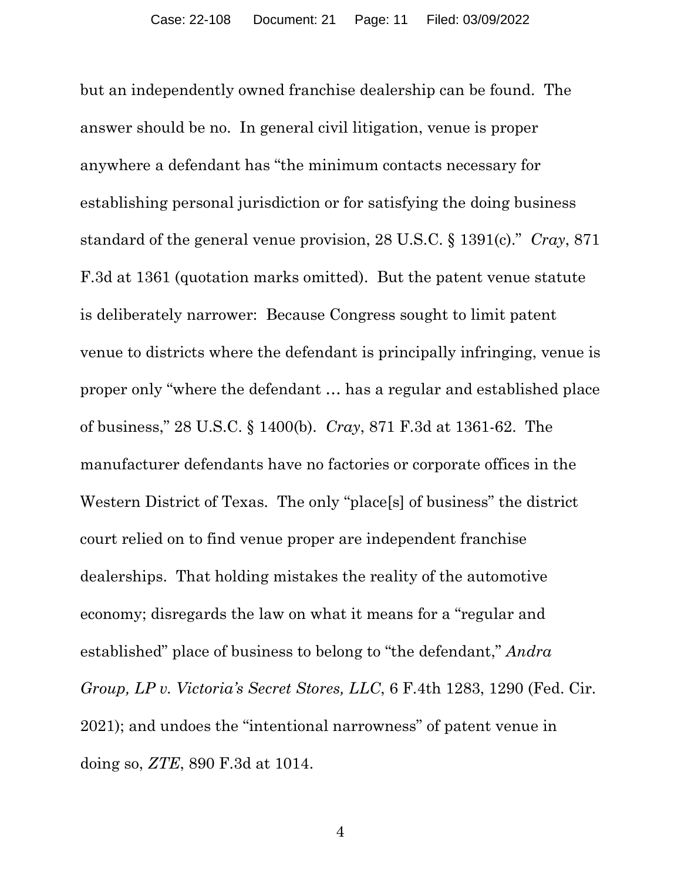but an independently owned franchise dealership can be found. The answer should be no. In general civil litigation, venue is proper anywhere a defendant has "the minimum contacts necessary for establishing personal jurisdiction or for satisfying the doing business standard of the general venue provision, 28 U.S.C. § 1391(c)." *Cray*, 871 F.3d at 1361 (quotation marks omitted). But the patent venue statute is deliberately narrower: Because Congress sought to limit patent venue to districts where the defendant is principally infringing, venue is proper only "where the defendant … has a regular and established place of business," 28 U.S.C. § 1400(b). *Cray*, 871 F.3d at 1361-62. The manufacturer defendants have no factories or corporate offices in the Western District of Texas. The only "place[s] of business" the district court relied on to find venue proper are independent franchise dealerships. That holding mistakes the reality of the automotive economy; disregards the law on what it means for a "regular and established" place of business to belong to "the defendant," *Andra Group, LP v. Victoria's Secret Stores, LLC*, 6 F.4th 1283, 1290 (Fed. Cir. 2021); and undoes the "intentional narrowness" of patent venue in doing so, *ZTE*, 890 F.3d at 1014.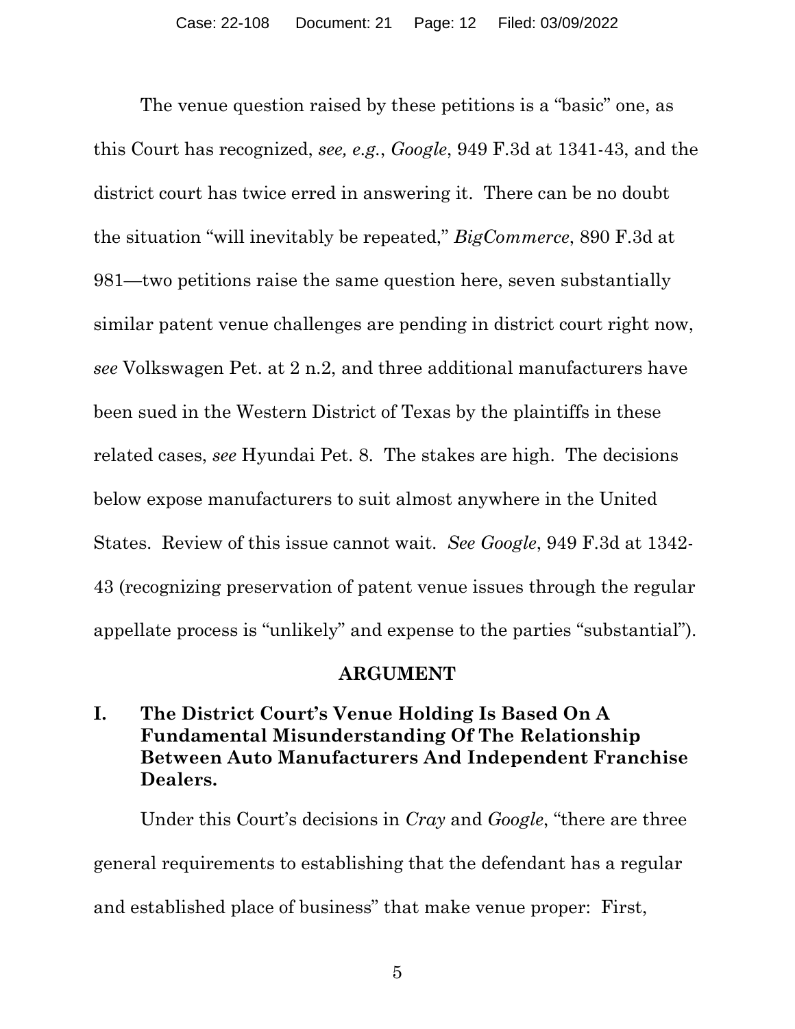The venue question raised by these petitions is a "basic" one, as this Court has recognized, *see, e.g.*, *Google*, 949 F.3d at 1341-43, and the district court has twice erred in answering it. There can be no doubt the situation "will inevitably be repeated," *BigCommerce*, 890 F.3d at 981—two petitions raise the same question here, seven substantially similar patent venue challenges are pending in district court right now, *see* Volkswagen Pet. at 2 n.2, and three additional manufacturers have been sued in the Western District of Texas by the plaintiffs in these related cases, *see* Hyundai Pet. 8. The stakes are high. The decisions below expose manufacturers to suit almost anywhere in the United States. Review of this issue cannot wait. *See Google*, 949 F.3d at 1342-43 (recognizing preservation of patent venue issues through the regular appellate process is "unlikely" and expense to the parties "substantial").

## ARGUMENT

### I. The District Court's Venue Holding Is Based On A Fundamental Misunderstanding Of The Relationship Between Auto Manufacturers And Independent Franchise Dealers.

Under this Court's decisions in *Cray* and *Google*, "there are three general requirements to establishing that the defendant has a regular and established place of business" that make venue proper: First,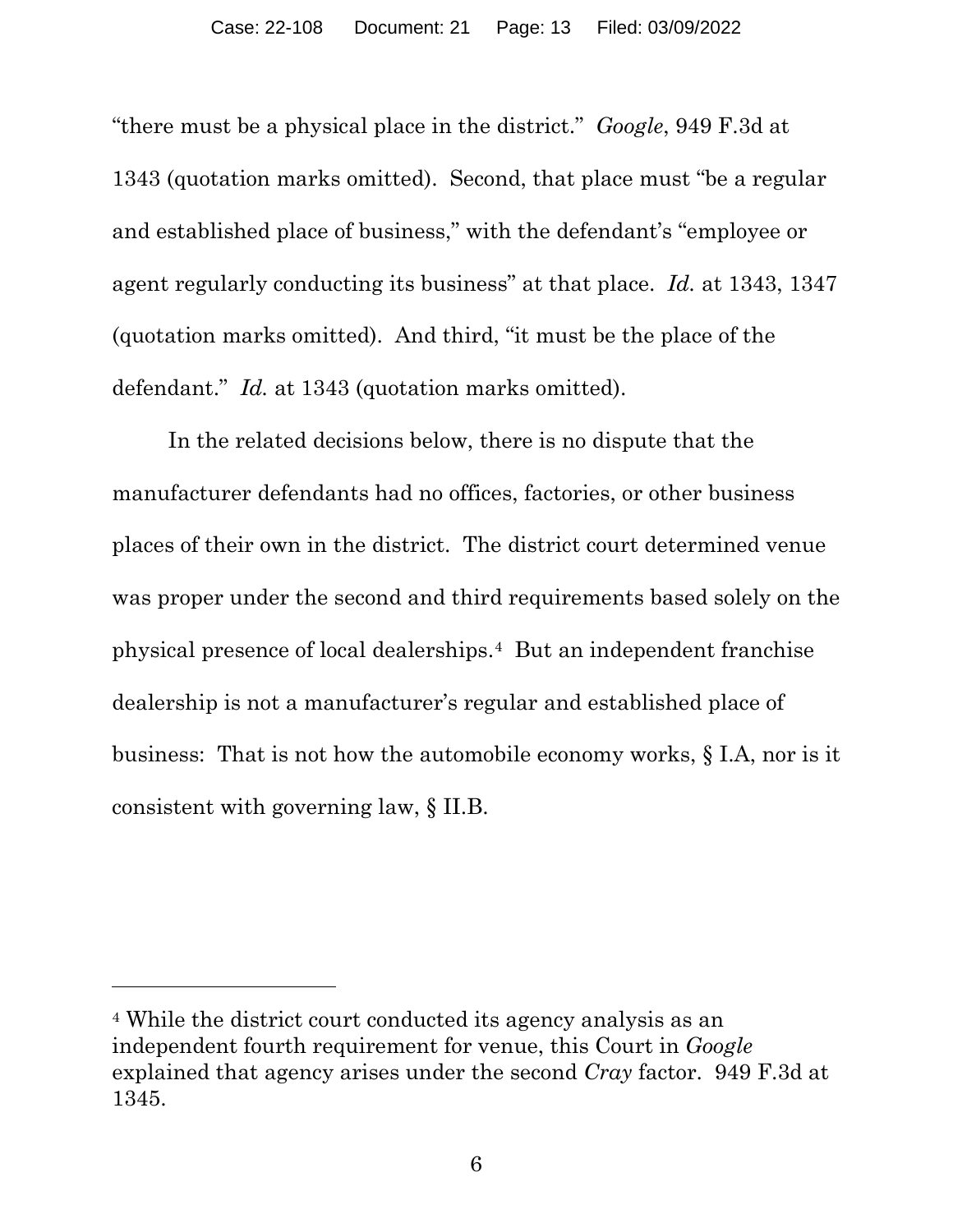"there must be a physical place in the district." *Google*, 949 F.3d at 1343 (quotation marks omitted). Second, that place must "be a regular and established place of business," with the defendant's "employee or agent regularly conducting its business" at that place. *Id.* at 1343, 1347 (quotation marks omitted). And third, "it must be the place of the defendant." *Id.* at 1343 (quotation marks omitted).

In the related decisions below, there is no dispute that the manufacturer defendants had no offices, factories, or other business places of their own in the district. The district court determined venue was proper under the second and third requirements based solely on the physical presence of local dealerships.[4] But an independent franchise dealership is not a manufacturer's regular and established place of business: That is not how the automobile economy works, § I.A, nor is it consistent with governing law, § II.B.

---

[4] While the district court conducted its agency analysis as an independent fourth requirement for venue, this Court in *Google* explained that agency arises under the second *Cray* factor. 949 F.3d at 1345.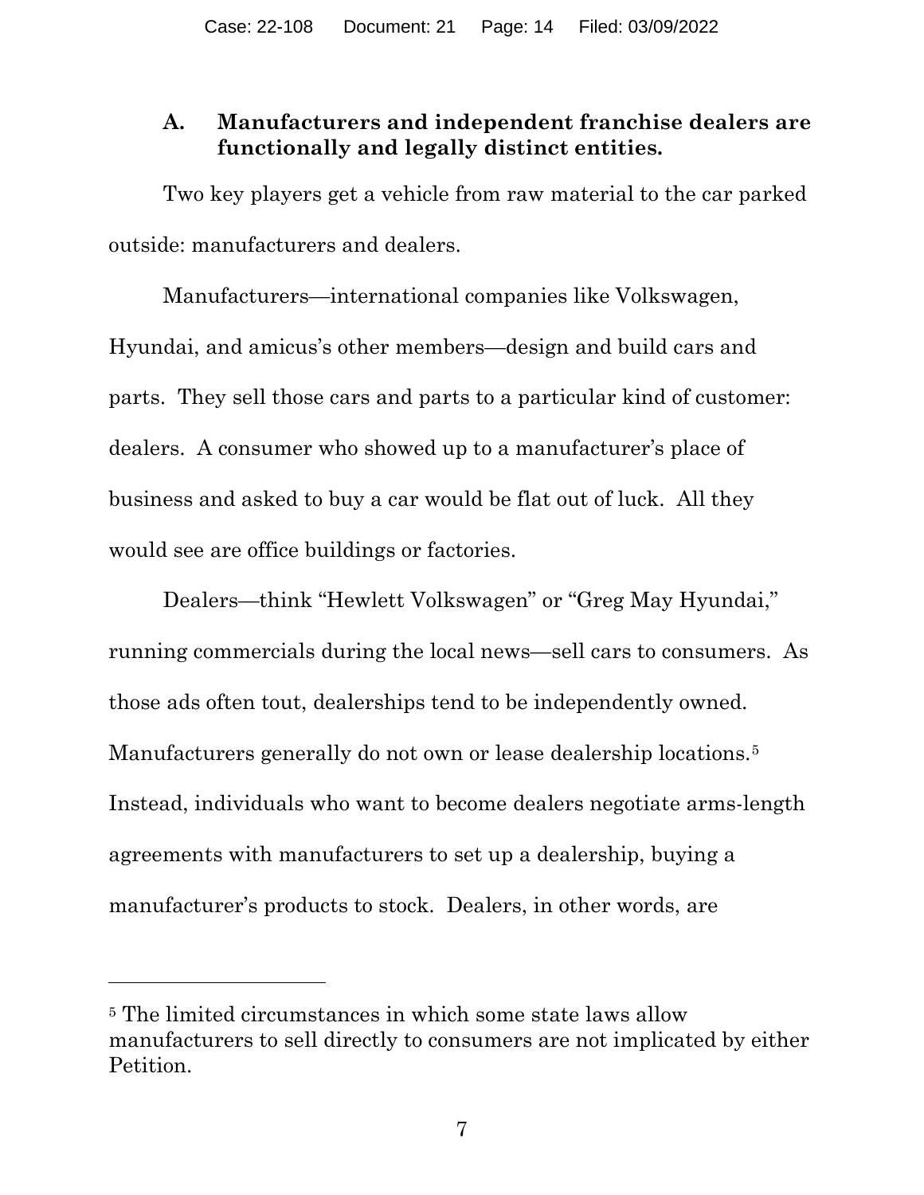### A. Manufacturers and independent franchise dealers are functionally and legally distinct entities.

Two key players get a vehicle from raw material to the car parked outside: manufacturers and dealers.

Manufacturers—international companies like Volkswagen, Hyundai, and amicus's other members—design and build cars and parts. They sell those cars and parts to a particular kind of customer: dealers. A consumer who showed up to a manufacturer's place of business and asked to buy a car would be flat out of luck. All they would see are office buildings or factories.

Dealers—think "Hewlett Volkswagen" or "Greg May Hyundai," running commercials during the local news—sell cars to consumers. As those ads often tout, dealerships tend to be independently owned. Manufacturers generally do not own or lease dealership locations.[5] Instead, individuals who want to become dealers negotiate arms-length agreements with manufacturers to set up a dealership, buying a manufacturer's products to stock. Dealers, in other words, are

---

[5] The limited circumstances in which some state laws allow manufacturers to sell directly to consumers are not implicated by either Petition.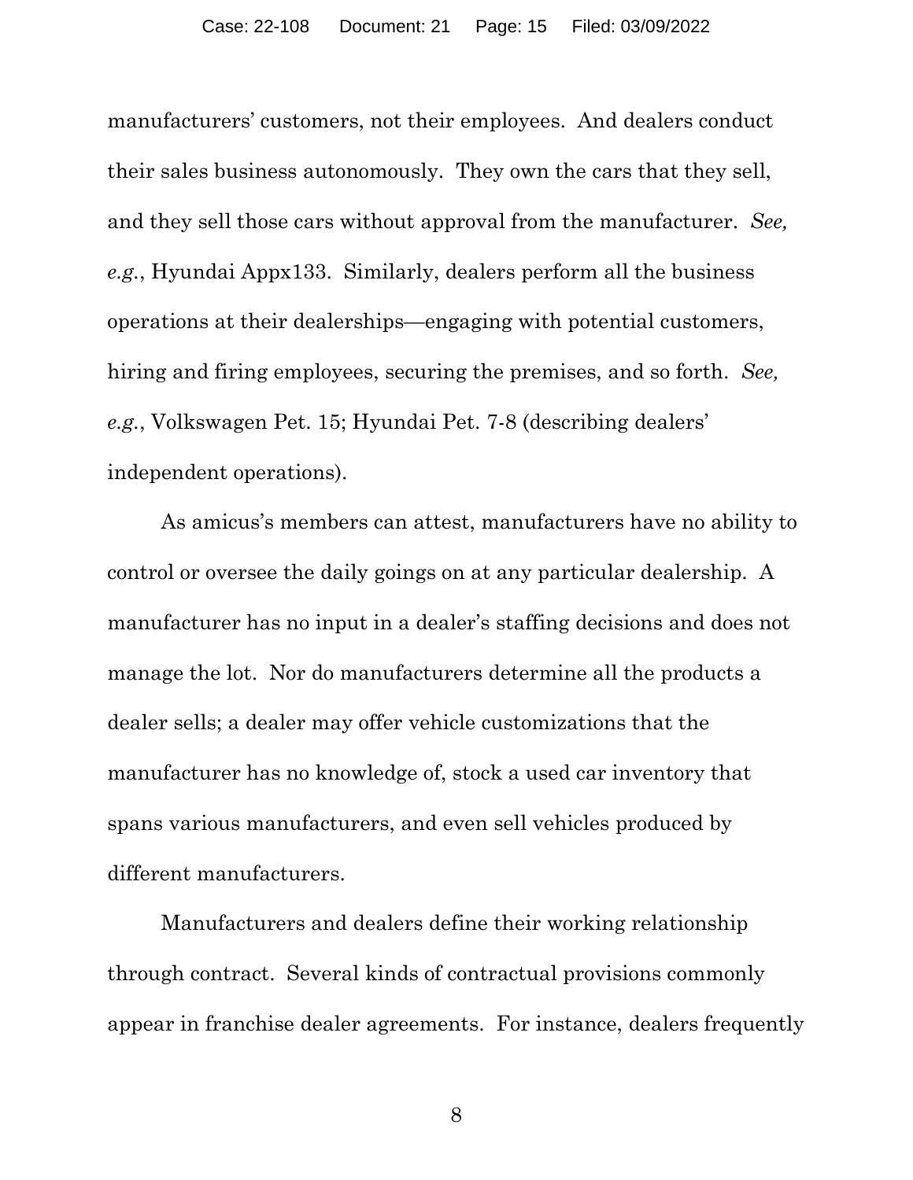manufacturers' customers, not their employees. And dealers conduct their sales business autonomously. They own the cars that they sell, and they sell those cars without approval from the manufacturer. *See, e.g.*, Hyundai Appx133. Similarly, dealers perform all the business operations at their dealerships—engaging with potential customers, hiring and firing employees, securing the premises, and so forth. *See, e.g.*, Volkswagen Pet. 15; Hyundai Pet. 7-8 (describing dealers' independent operations).

As amicus's members can attest, manufacturers have no ability to control or oversee the daily goings on at any particular dealership. A manufacturer has no input in a dealer's staffing decisions and does not manage the lot. Nor do manufacturers determine all the products a dealer sells; a dealer may offer vehicle customizations that the manufacturer has no knowledge of, stock a used car inventory that spans various manufacturers, and even sell vehicles produced by different manufacturers.

Manufacturers and dealers define their working relationship through contract. Several kinds of contractual provisions commonly appear in franchise dealer agreements. For instance, dealers frequently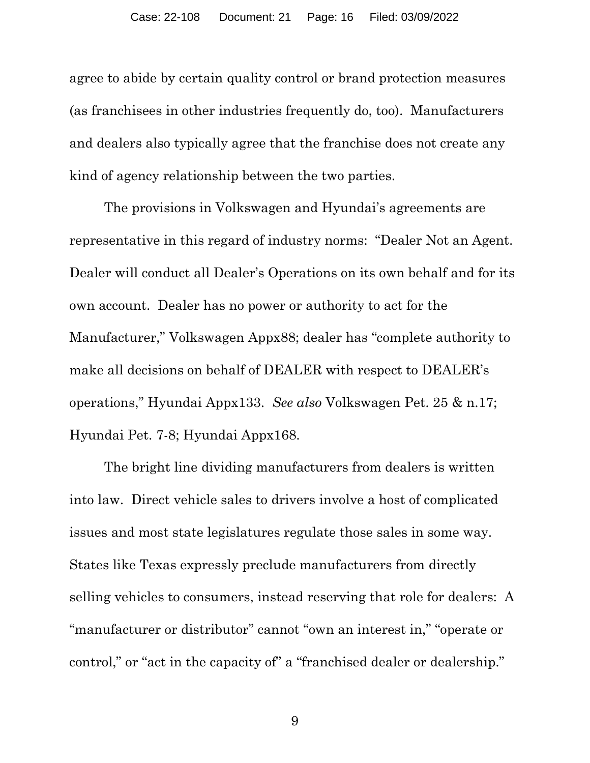agree to abide by certain quality control or brand protection measures (as franchisees in other industries frequently do, too). Manufacturers and dealers also typically agree that the franchise does not create any kind of agency relationship between the two parties.

The provisions in Volkswagen and Hyundai's agreements are representative in this regard of industry norms: "Dealer Not an Agent. Dealer will conduct all Dealer's Operations on its own behalf and for its own account. Dealer has no power or authority to act for the Manufacturer," Volkswagen Appx88; dealer has "complete authority to make all decisions on behalf of DEALER with respect to DEALER's operations," Hyundai Appx133. *See also* Volkswagen Pet. 25 & n.17; Hyundai Pet. 7-8; Hyundai Appx168.

The bright line dividing manufacturers from dealers is written into law. Direct vehicle sales to drivers involve a host of complicated issues and most state legislatures regulate those sales in some way. States like Texas expressly preclude manufacturers from directly selling vehicles to consumers, instead reserving that role for dealers: A "manufacturer or distributor" cannot "own an interest in," "operate or control," or "act in the capacity of" a "franchised dealer or dealership."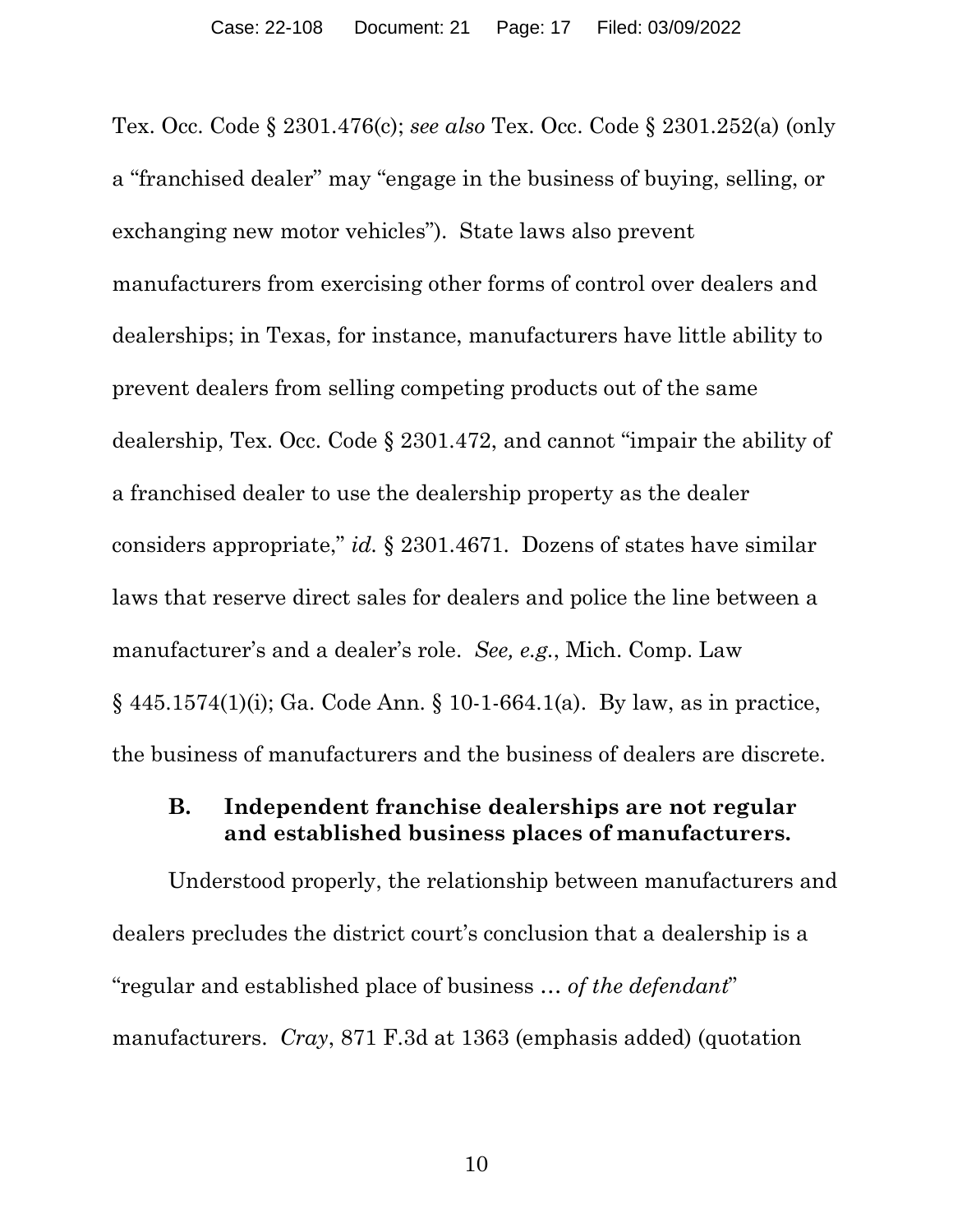Tex. Occ. Code § 2301.476(c); *see also* Tex. Occ. Code § 2301.252(a) (only a "franchised dealer" may "engage in the business of buying, selling, or exchanging new motor vehicles"). State laws also prevent manufacturers from exercising other forms of control over dealers and dealerships; in Texas, for instance, manufacturers have little ability to prevent dealers from selling competing products out of the same dealership, Tex. Occ. Code § 2301.472, and cannot "impair the ability of a franchised dealer to use the dealership property as the dealer considers appropriate," *id.* § 2301.4671. Dozens of states have similar laws that reserve direct sales for dealers and police the line between a manufacturer's and a dealer's role. *See, e.g.*, Mich. Comp. Law § 445.1574(1)(i); Ga. Code Ann. § 10-1-664.1(a). By law, as in practice, the business of manufacturers and the business of dealers are discrete.

### B. Independent franchise dealerships are not regular and established business places of manufacturers.

Understood properly, the relationship between manufacturers and dealers precludes the district court's conclusion that a dealership is a "regular and established place of business … *of the defendant*" manufacturers. *Cray*, 871 F.3d at 1363 (emphasis added) (quotation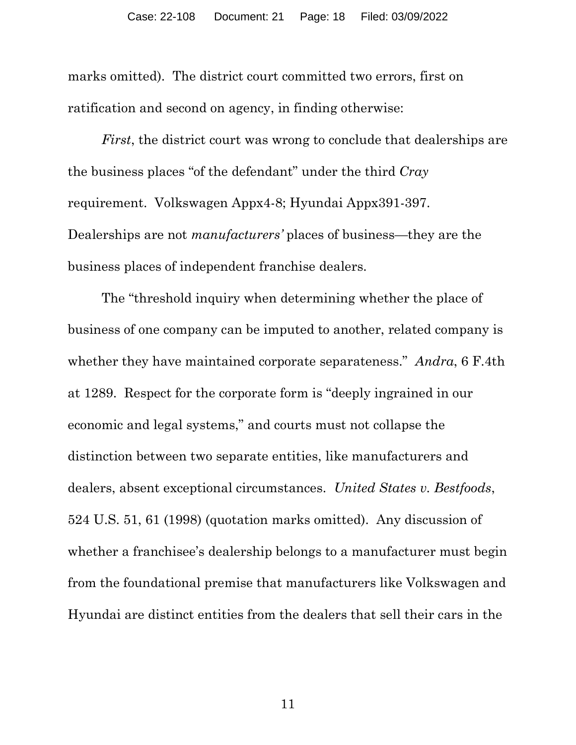marks omitted). The district court committed two errors, first on ratification and second on agency, in finding otherwise:

*First*, the district court was wrong to conclude that dealerships are the business places "of the defendant" under the third *Cray* requirement. Volkswagen Appx4-8; Hyundai Appx391-397. Dealerships are not *manufacturers'* places of business—they are the business places of independent franchise dealers.

The "threshold inquiry when determining whether the place of business of one company can be imputed to another, related company is whether they have maintained corporate separateness." *Andra*, 6 F.4th at 1289. Respect for the corporate form is "deeply ingrained in our economic and legal systems," and courts must not collapse the distinction between two separate entities, like manufacturers and dealers, absent exceptional circumstances. *United States v. Bestfoods*, 524 U.S. 51, 61 (1998) (quotation marks omitted). Any discussion of whether a franchisee's dealership belongs to a manufacturer must begin from the foundational premise that manufacturers like Volkswagen and Hyundai are distinct entities from the dealers that sell their cars in the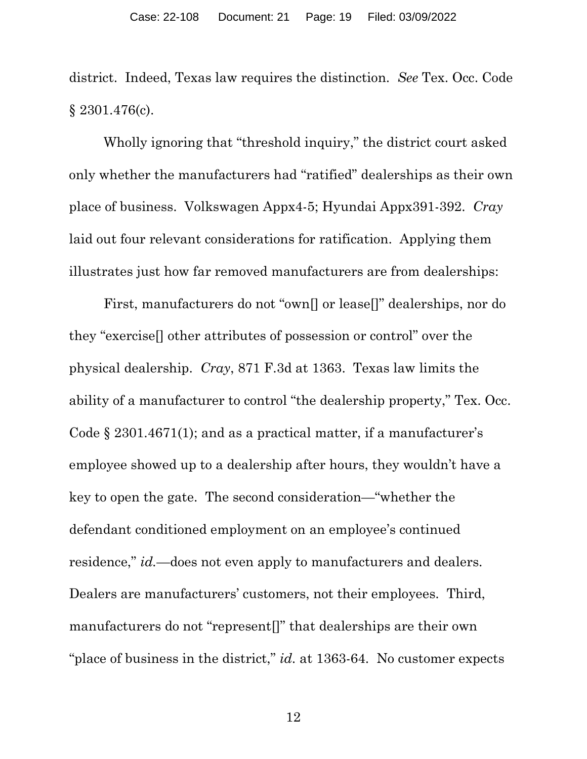district. Indeed, Texas law requires the distinction. *See* Tex. Occ. Code § 2301.476(c).

Wholly ignoring that "threshold inquiry," the district court asked only whether the manufacturers had "ratified" dealerships as their own place of business. Volkswagen Appx4-5; Hyundai Appx391-392. *Cray* laid out four relevant considerations for ratification. Applying them illustrates just how far removed manufacturers are from dealerships:

First, manufacturers do not "own[] or lease[]" dealerships, nor do they "exercise[] other attributes of possession or control" over the physical dealership. *Cray*, 871 F.3d at 1363. Texas law limits the ability of a manufacturer to control "the dealership property," Tex. Occ. Code § 2301.4671(1); and as a practical matter, if a manufacturer's employee showed up to a dealership after hours, they wouldn't have a key to open the gate. The second consideration—"whether the defendant conditioned employment on an employee's continued residence," *id.*—does not even apply to manufacturers and dealers. Dealers are manufacturers' customers, not their employees. Third, manufacturers do not "represent[]" that dealerships are their own "place of business in the district," *id.* at 1363-64. No customer expects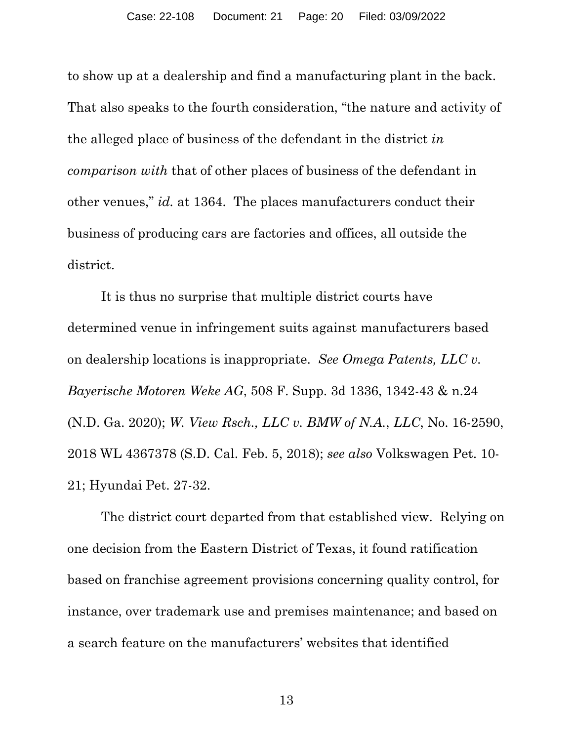to show up at a dealership and find a manufacturing plant in the back. That also speaks to the fourth consideration, "the nature and activity of the alleged place of business of the defendant in the district *in comparison with* that of other places of business of the defendant in other venues," *id.* at 1364. The places manufacturers conduct their business of producing cars are factories and offices, all outside the district.

It is thus no surprise that multiple district courts have determined venue in infringement suits against manufacturers based on dealership locations is inappropriate. *See Omega Patents, LLC v. Bayerische Motoren Weke AG*, 508 F. Supp. 3d 1336, 1342-43 & n.24 (N.D. Ga. 2020); *W. View Rsch., LLC v. BMW of N.A., LLC*, No. 16-2590, 2018 WL 4367378 (S.D. Cal. Feb. 5, 2018); *see also* Volkswagen Pet. 10-21; Hyundai Pet. 27-32.

The district court departed from that established view. Relying on one decision from the Eastern District of Texas, it found ratification based on franchise agreement provisions concerning quality control, for instance, over trademark use and premises maintenance; and based on a search feature on the manufacturers' websites that identified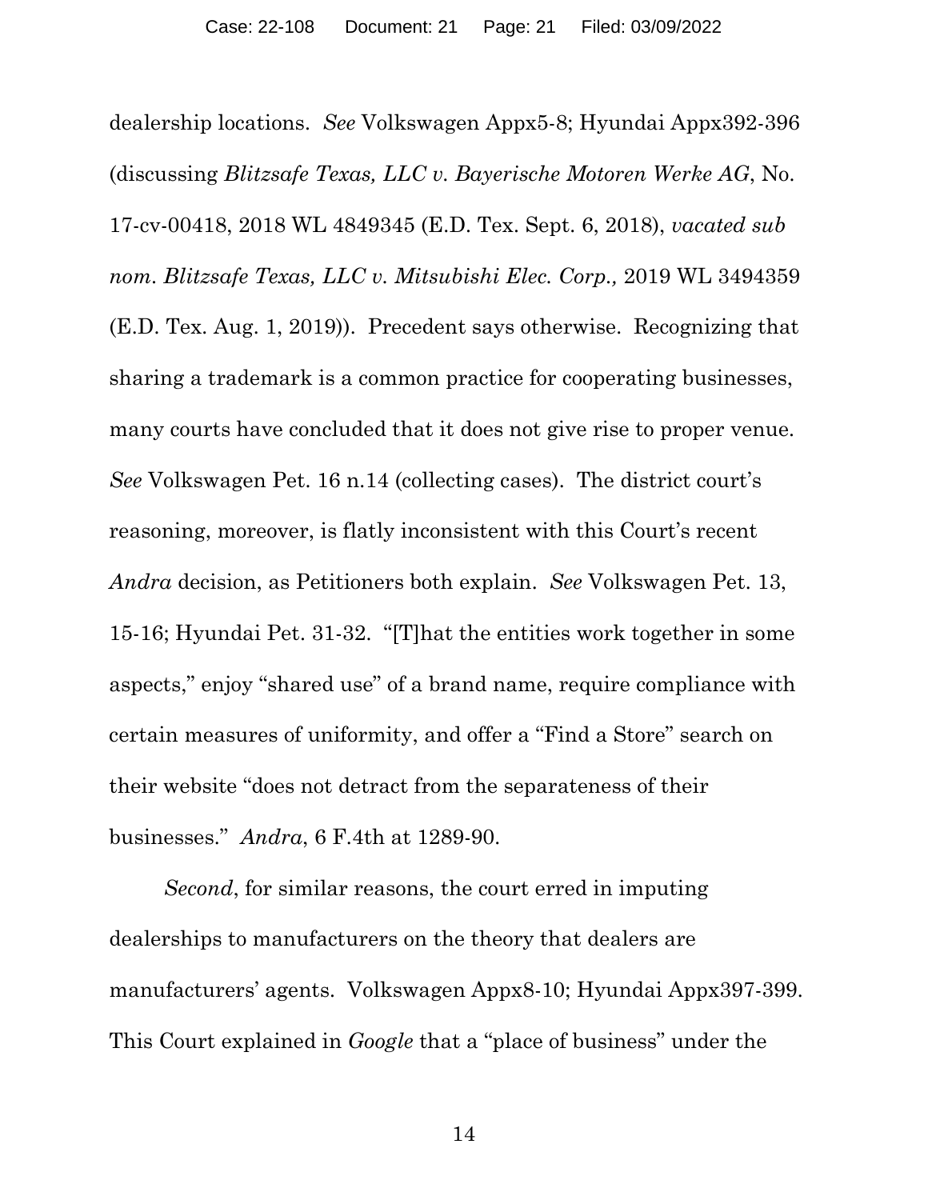dealership locations. *See* Volkswagen Appx5-8; Hyundai Appx392-396 (discussing *Blitzsafe Texas, LLC v. Bayerische Motoren Werke AG*, No. 17-cv-00418, 2018 WL 4849345 (E.D. Tex. Sept. 6, 2018), *vacated sub nom*. *Blitzsafe Texas, LLC v. Mitsubishi Elec. Corp.,* 2019 WL 3494359 (E.D. Tex. Aug. 1, 2019)). Precedent says otherwise. Recognizing that sharing a trademark is a common practice for cooperating businesses, many courts have concluded that it does not give rise to proper venue. *See* Volkswagen Pet. 16 n.14 (collecting cases). The district court's reasoning, moreover, is flatly inconsistent with this Court's recent *Andra* decision, as Petitioners both explain. *See* Volkswagen Pet. 13, 15-16; Hyundai Pet. 31-32. "[T]hat the entities work together in some aspects," enjoy "shared use" of a brand name, require compliance with certain measures of uniformity, and offer a "Find a Store" search on their website "does not detract from the separateness of their businesses." *Andra*, 6 F.4th at 1289-90.

*Second*, for similar reasons, the court erred in imputing dealerships to manufacturers on the theory that dealers are manufacturers' agents. Volkswagen Appx8-10; Hyundai Appx397-399. This Court explained in *Google* that a "place of business" under the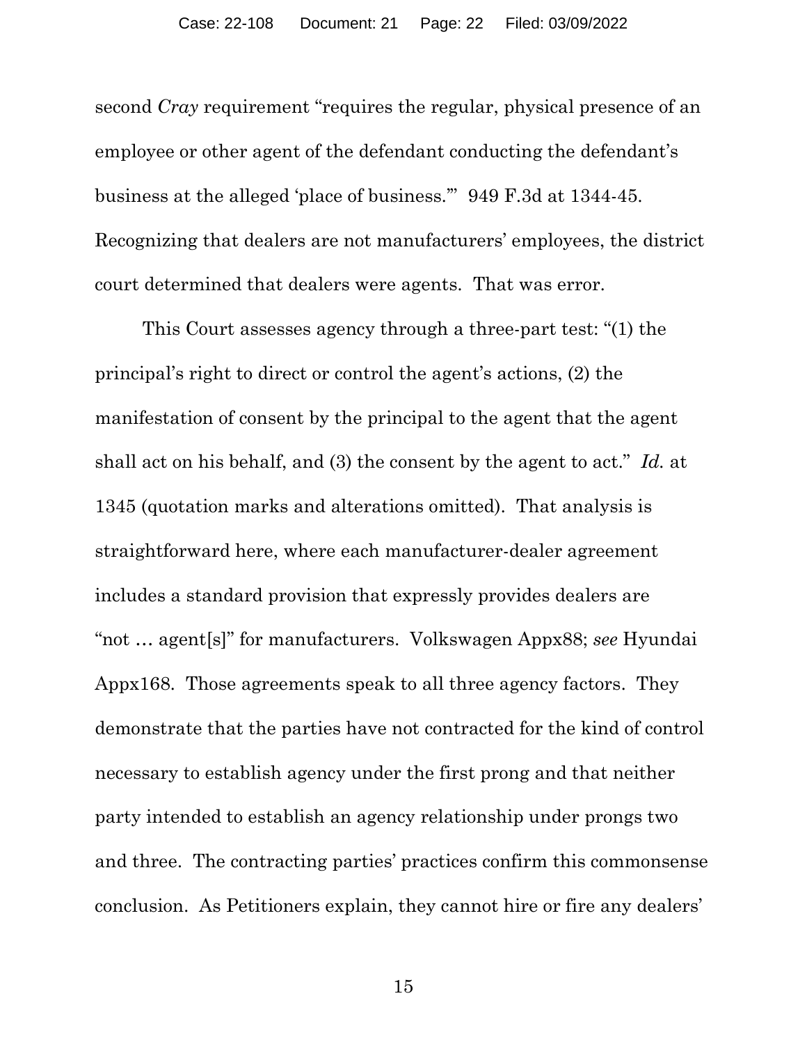second *Cray* requirement "requires the regular, physical presence of an employee or other agent of the defendant conducting the defendant's business at the alleged 'place of business.'" 949 F.3d at 1344-45. Recognizing that dealers are not manufacturers' employees, the district court determined that dealers were agents. That was error.

This Court assesses agency through a three-part test: "(1) the principal's right to direct or control the agent's actions, (2) the manifestation of consent by the principal to the agent that the agent shall act on his behalf, and (3) the consent by the agent to act." *Id.* at 1345 (quotation marks and alterations omitted). That analysis is straightforward here, where each manufacturer-dealer agreement includes a standard provision that expressly provides dealers are "not … agent[s]" for manufacturers. Volkswagen Appx88; *see* Hyundai Appx168. Those agreements speak to all three agency factors. They demonstrate that the parties have not contracted for the kind of control necessary to establish agency under the first prong and that neither party intended to establish an agency relationship under prongs two and three. The contracting parties' practices confirm this commonsense conclusion. As Petitioners explain, they cannot hire or fire any dealers'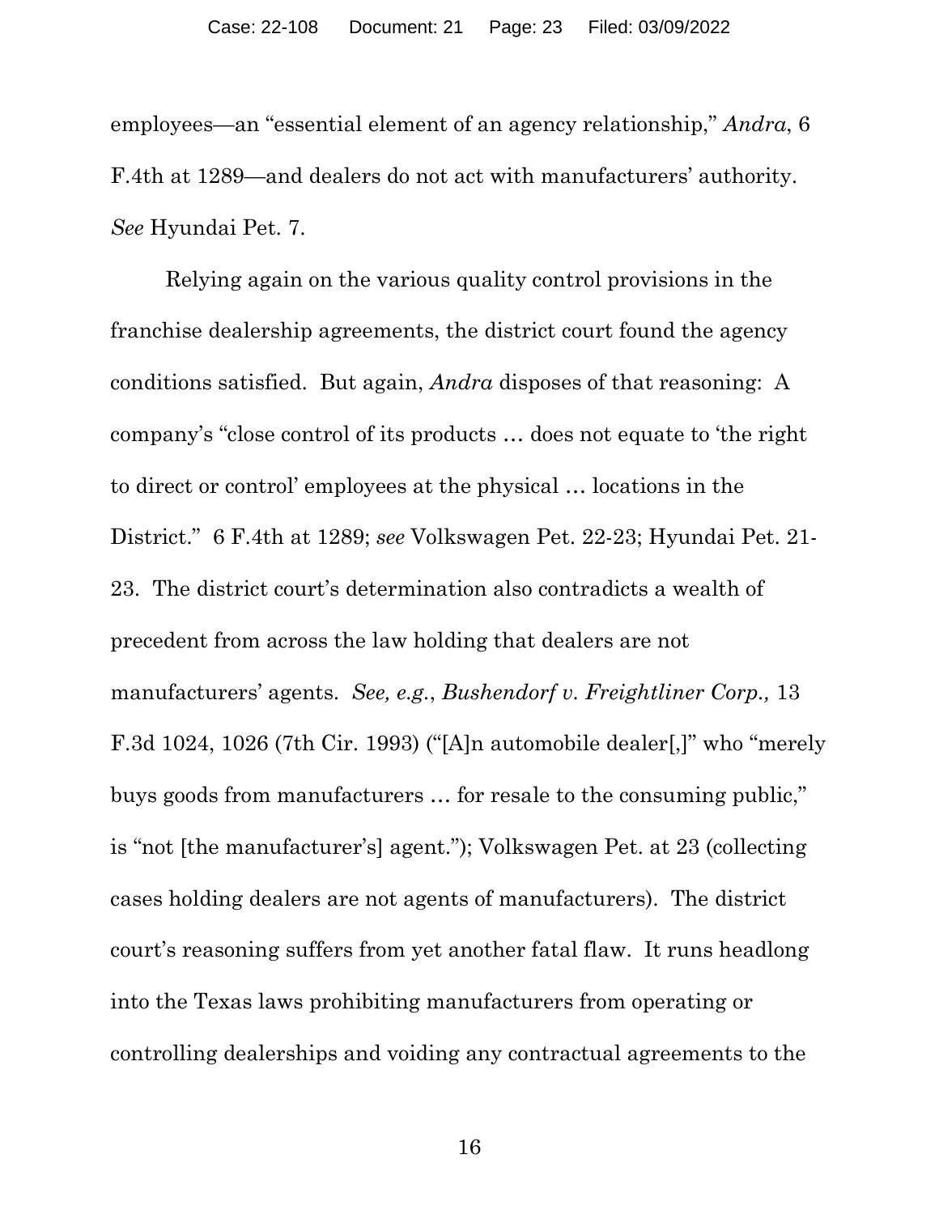employees—an "essential element of an agency relationship," *Andra*, 6 F.4th at 1289—and dealers do not act with manufacturers' authority. *See* Hyundai Pet. 7.

Relying again on the various quality control provisions in the franchise dealership agreements, the district court found the agency conditions satisfied. But again, *Andra* disposes of that reasoning: A company's "close control of its products … does not equate to 'the right to direct or control' employees at the physical … locations in the District." 6 F.4th at 1289; *see* Volkswagen Pet. 22-23; Hyundai Pet. 21-23. The district court's determination also contradicts a wealth of precedent from across the law holding that dealers are not manufacturers' agents. *See, e.g.*, *Bushendorf v. Freightliner Corp.,* 13 F.3d 1024, 1026 (7th Cir. 1993) ("[A]n automobile dealer[,]" who "merely buys goods from manufacturers … for resale to the consuming public," is "not [the manufacturer's] agent."); Volkswagen Pet. at 23 (collecting cases holding dealers are not agents of manufacturers). The district court's reasoning suffers from yet another fatal flaw. It runs headlong into the Texas laws prohibiting manufacturers from operating or controlling dealerships and voiding any contractual agreements to the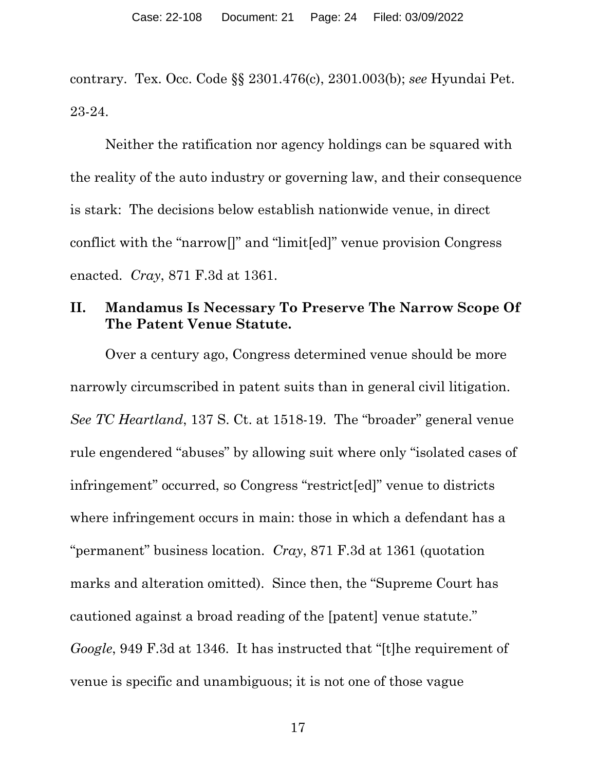contrary. Tex. Occ. Code §§ 2301.476(c), 2301.003(b); *see* Hyundai Pet. 23-24.

Neither the ratification nor agency holdings can be squared with the reality of the auto industry or governing law, and their consequence is stark: The decisions below establish nationwide venue, in direct conflict with the "narrow[]" and "limit[ed]" venue provision Congress enacted. *Cray*, 871 F.3d at 1361.

## II. Mandamus Is Necessary To Preserve The Narrow Scope Of The Patent Venue Statute.

Over a century ago, Congress determined venue should be more narrowly circumscribed in patent suits than in general civil litigation. *See TC Heartland*, 137 S. Ct. at 1518-19. The "broader" general venue rule engendered "abuses" by allowing suit where only "isolated cases of infringement" occurred, so Congress "restrict[ed]" venue to districts where infringement occurs in main: those in which a defendant has a "permanent" business location. *Cray*, 871 F.3d at 1361 (quotation marks and alteration omitted). Since then, the "Supreme Court has cautioned against a broad reading of the [patent] venue statute." *Google*, 949 F.3d at 1346. It has instructed that "[t]he requirement of venue is specific and unambiguous; it is not one of those vague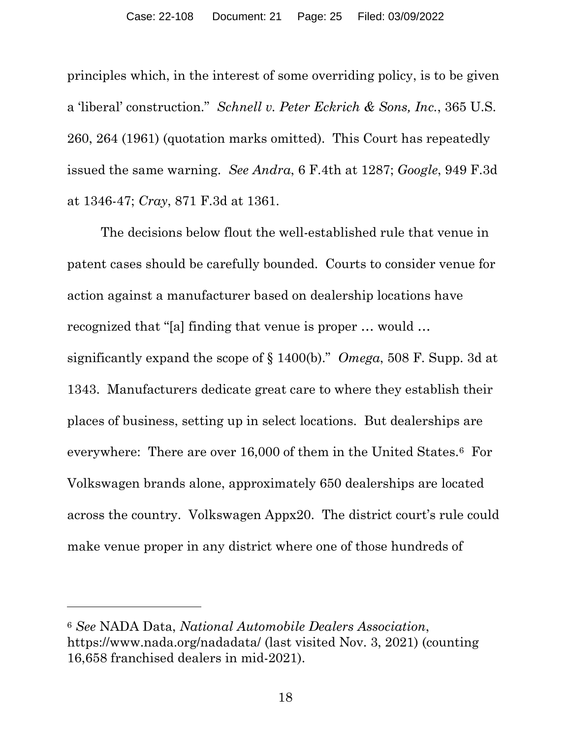principles which, in the interest of some overriding policy, is to be given a 'liberal' construction." *Schnell v. Peter Eckrich & Sons, Inc.*, 365 U.S. 260, 264 (1961) (quotation marks omitted). This Court has repeatedly issued the same warning. *See Andra*, 6 F.4th at 1287; *Google*, 949 F.3d at 1346-47; *Cray*, 871 F.3d at 1361.

The decisions below flout the well-established rule that venue in patent cases should be carefully bounded. Courts to consider venue for action against a manufacturer based on dealership locations have recognized that "[a] finding that venue is proper … would … significantly expand the scope of § 1400(b)." *Omega*, 508 F. Supp. 3d at 1343. Manufacturers dedicate great care to where they establish their places of business, setting up in select locations. But dealerships are everywhere: There are over 16,000 of them in the United States.[6] For Volkswagen brands alone, approximately 650 dealerships are located across the country. Volkswagen Appx20. The district court's rule could make venue proper in any district where one of those hundreds of

---

[6] *See* NADA Data, *National Automobile Dealers Association*, https://www.nada.org/nadadata/ (last visited Nov. 3, 2021) (counting 16,658 franchised dealers in mid-2021).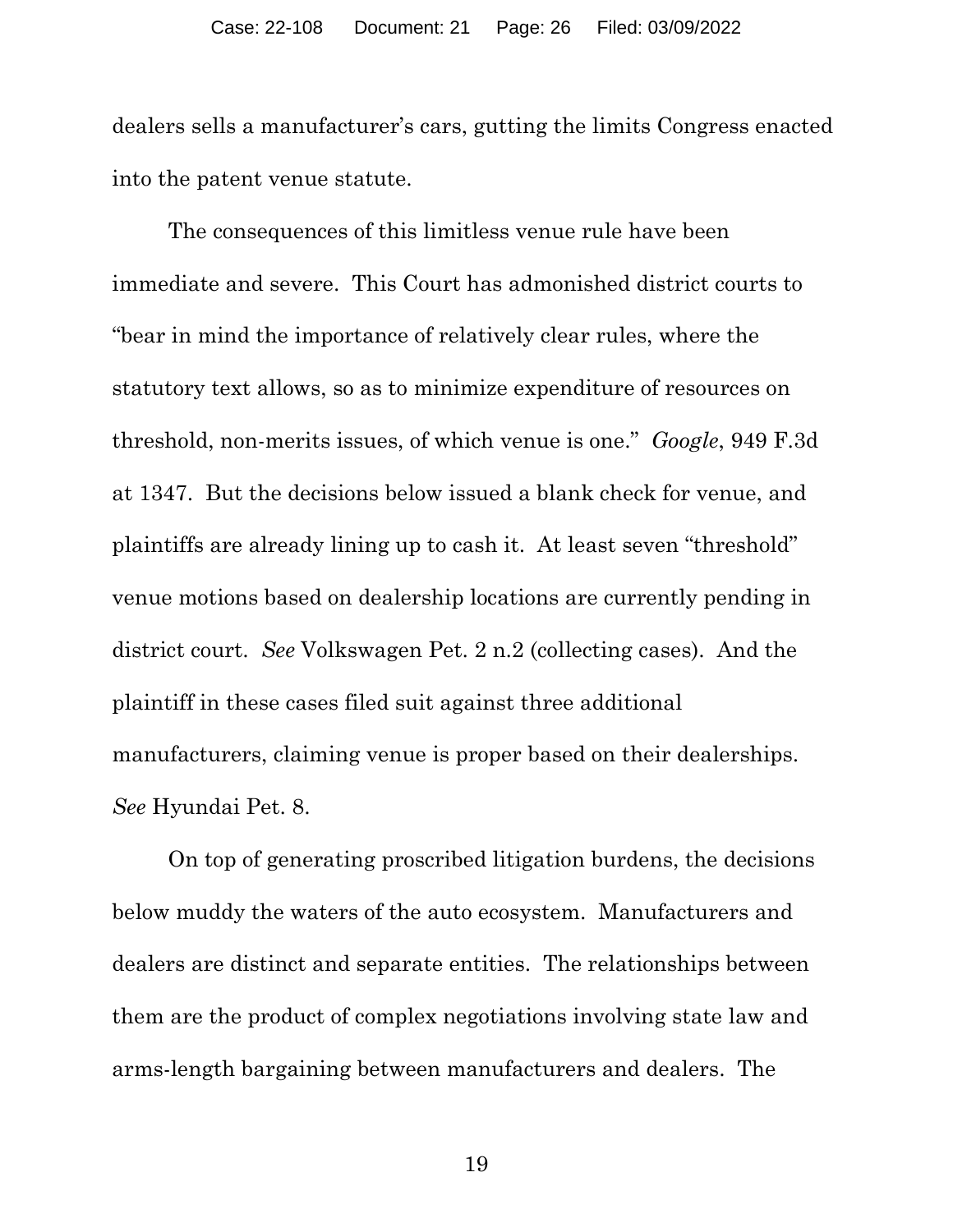dealers sells a manufacturer's cars, gutting the limits Congress enacted into the patent venue statute.

The consequences of this limitless venue rule have been immediate and severe. This Court has admonished district courts to "bear in mind the importance of relatively clear rules, where the statutory text allows, so as to minimize expenditure of resources on threshold, non-merits issues, of which venue is one." *Google*, 949 F.3d at 1347. But the decisions below issued a blank check for venue, and plaintiffs are already lining up to cash it. At least seven "threshold" venue motions based on dealership locations are currently pending in district court. *See* Volkswagen Pet. 2 n.2 (collecting cases). And the plaintiff in these cases filed suit against three additional manufacturers, claiming venue is proper based on their dealerships. *See* Hyundai Pet. 8.

On top of generating proscribed litigation burdens, the decisions below muddy the waters of the auto ecosystem. Manufacturers and dealers are distinct and separate entities. The relationships between them are the product of complex negotiations involving state law and arms-length bargaining between manufacturers and dealers. The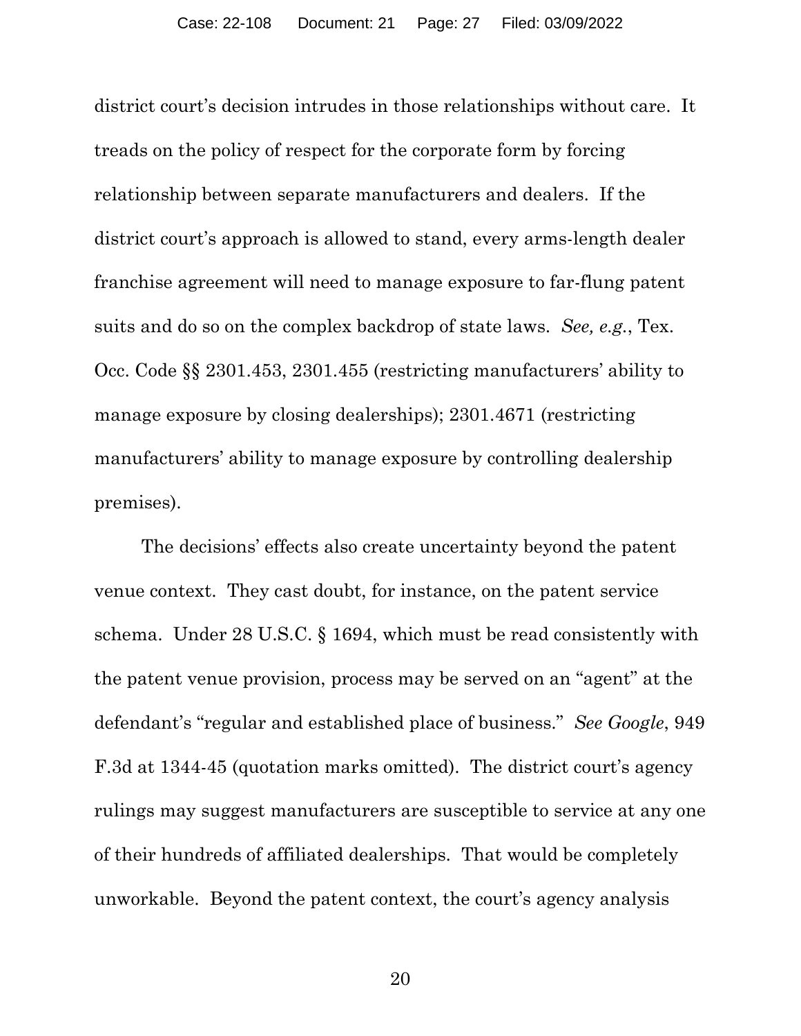district court's decision intrudes in those relationships without care. It treads on the policy of respect for the corporate form by forcing relationship between separate manufacturers and dealers. If the district court's approach is allowed to stand, every arms-length dealer franchise agreement will need to manage exposure to far-flung patent suits and do so on the complex backdrop of state laws. *See, e.g.*, Tex. Occ. Code §§ 2301.453, 2301.455 (restricting manufacturers' ability to manage exposure by closing dealerships); 2301.4671 (restricting manufacturers' ability to manage exposure by controlling dealership premises).

The decisions' effects also create uncertainty beyond the patent venue context. They cast doubt, for instance, on the patent service schema. Under 28 U.S.C. § 1694, which must be read consistently with the patent venue provision, process may be served on an "agent" at the defendant's "regular and established place of business." *See Google*, 949 F.3d at 1344-45 (quotation marks omitted). The district court's agency rulings may suggest manufacturers are susceptible to service at any one of their hundreds of affiliated dealerships. That would be completely unworkable. Beyond the patent context, the court's agency analysis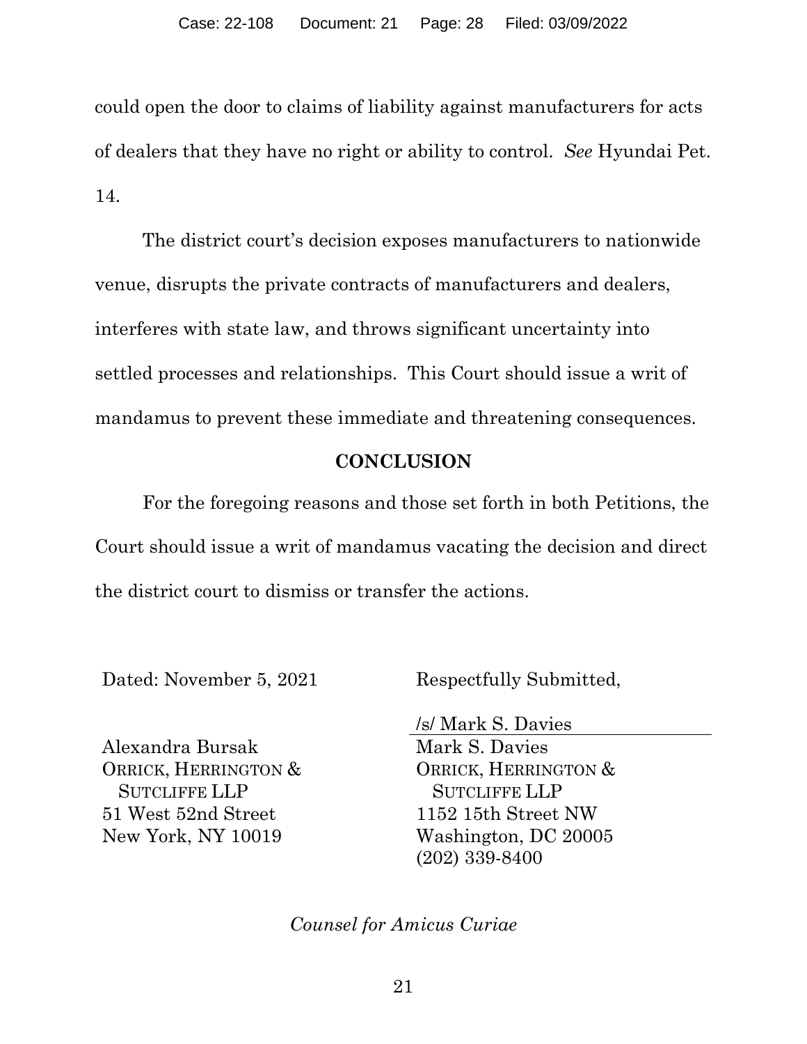could open the door to claims of liability against manufacturers for acts of dealers that they have no right or ability to control. *See* Hyundai Pet. 14.

The district court's decision exposes manufacturers to nationwide venue, disrupts the private contracts of manufacturers and dealers, interferes with state law, and throws significant uncertainty into settled processes and relationships. This Court should issue a writ of mandamus to prevent these immediate and threatening consequences.

## CONCLUSION

For the foregoing reasons and those set forth in both Petitions, the Court should issue a writ of mandamus vacating the decision and direct the district court to dismiss or transfer the actions.

Dated: November 5, 2021

Respectfully Submitted,

/s/ Mark S. Davies
Mark S. Davies
ORRICK, HERRINGTON & SUTCLIFFE LLP
1152 15th Street NW
Washington, DC 20005
(202) 339-8400

Alexandra Bursak
ORRICK, HERRINGTON & SUTCLIFFE LLP
51 West 52nd Street
New York, NY 10019

*Counsel for Amicus Curiae*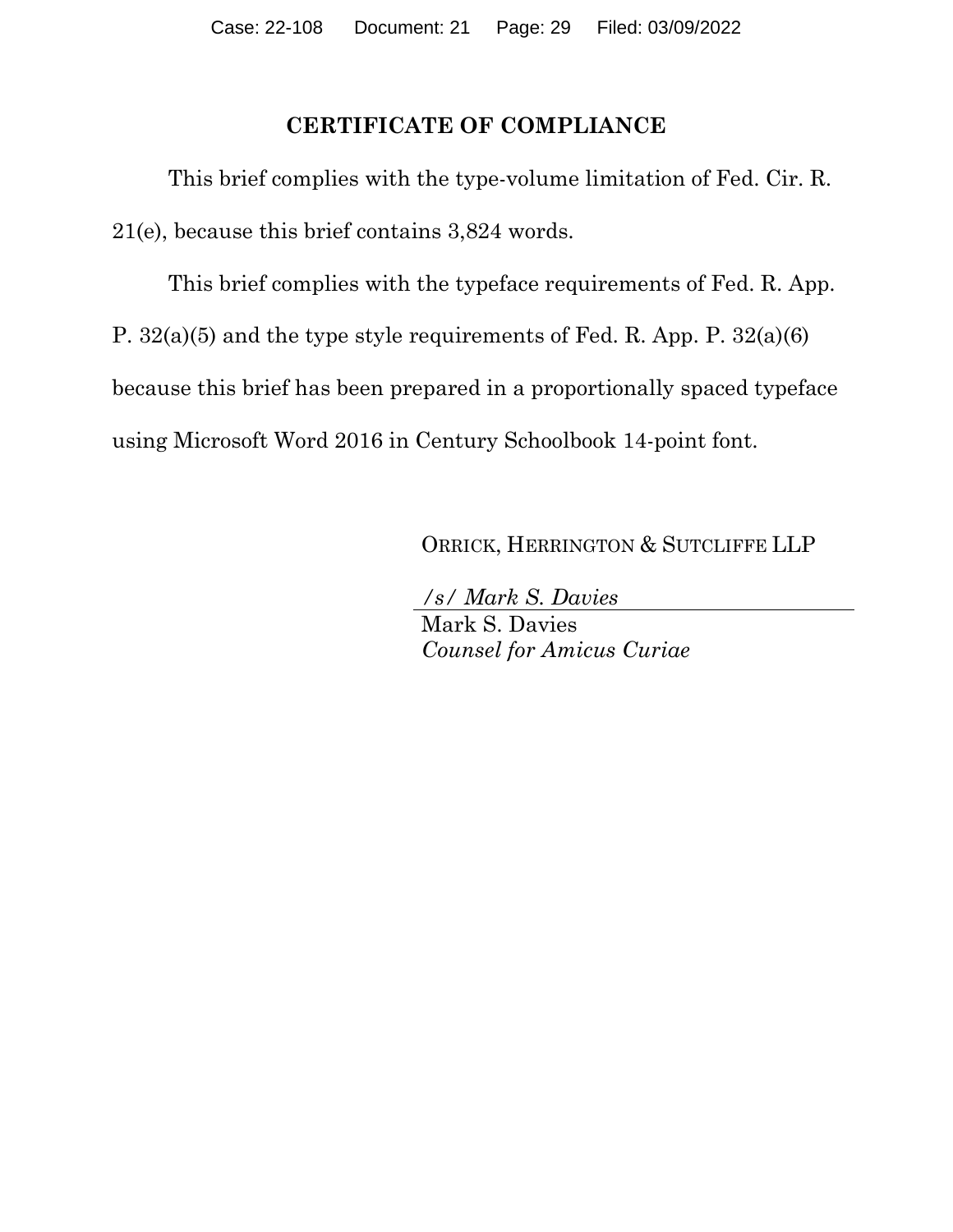## CERTIFICATE OF COMPLIANCE

This brief complies with the type-volume limitation of Fed. Cir. R. 21(e), because this brief contains 3,824 words.

This brief complies with the typeface requirements of Fed. R. App. P. 32(a)(5) and the type style requirements of Fed. R. App. P. 32(a)(6) because this brief has been prepared in a proportionally spaced typeface using Microsoft Word 2016 in Century Schoolbook 14-point font.

ORRICK, HERRINGTON & SUTCLIFFE LLP

*/s/ Mark S. Davies*
Mark S. Davies
*Counsel for Amicus Curiae*